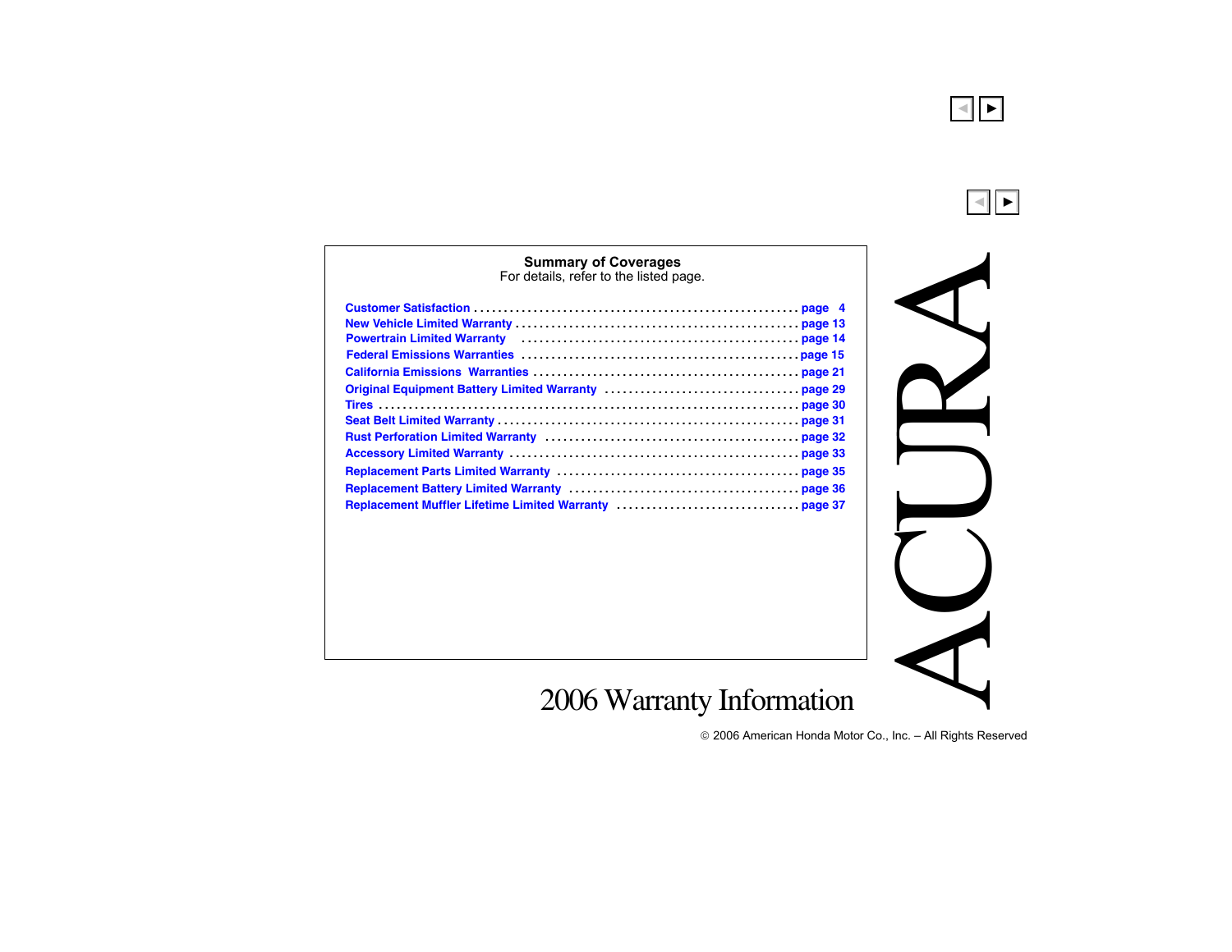# ACURA

# 2006 Warranty Information

## Summary of Coverages

For details, refer to the listed page.

| Coverage | Page |
| --- | --- |
| Customer Satisfaction | page 4 |
| New Vehicle Limited Warranty | page 13 |
| Powertrain Limited Warranty | page 14 |
| Federal Emissions Warranties | page 15 |
| California Emissions Warranties | page 21 |
| Original Equipment Battery Limited Warranty | page 29 |
| Tires | page 30 |
| Seat Belt Limited Warranty | page 31 |
| Rust Perforation Limited Warranty | page 32 |
| Accessory Limited Warranty | page 33 |
| Replacement Parts Limited Warranty | page 35 |
| Replacement Battery Limited Warranty | page 36 |
| Replacement Muffler Lifetime Limited Warranty | page 37 |

© 2006 American Honda Motor Co., Inc. – All Rights Reserved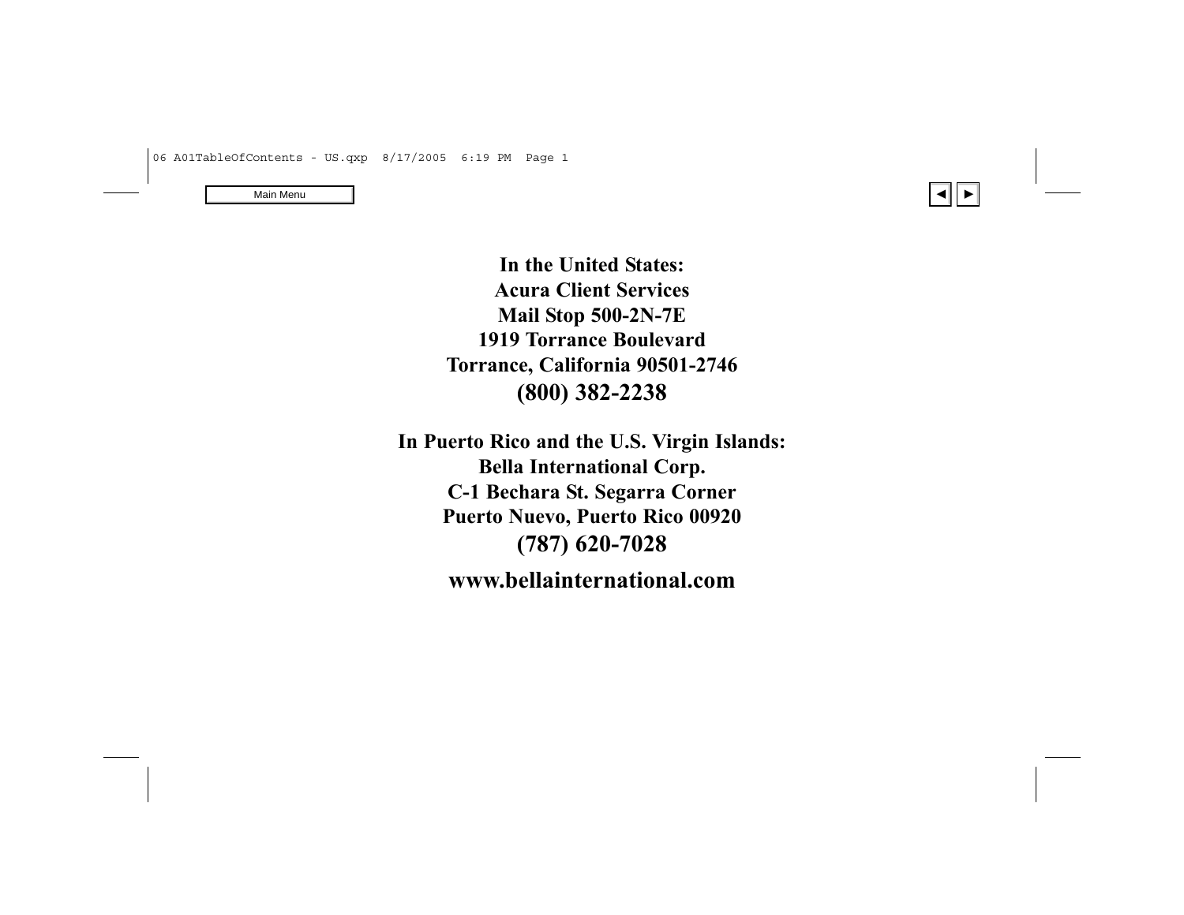**In the United States:**
**Acura Client Services**
**Mail Stop 500-2N-7E**
**1919 Torrance Boulevard**
**Torrance, California 90501-2746**
**(800) 382-2238**

**In Puerto Rico and the U.S. Virgin Islands:**
**Bella International Corp.**
**C-1 Bechara St. Segarra Corner**
**Puerto Nuevo, Puerto Rico 00920**
**(787) 620-7028**

**www.bellainternational.com**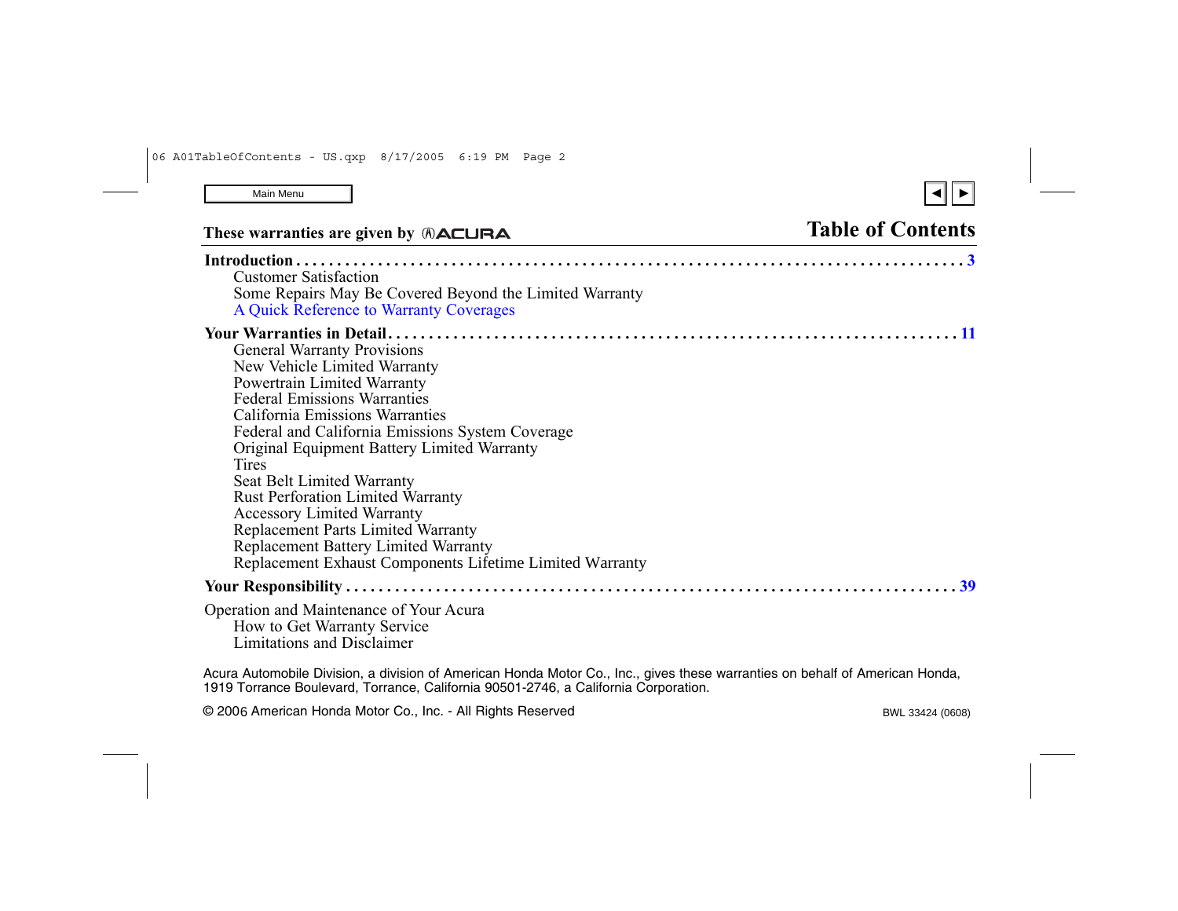These warranties are given by ACURA

# Table of Contents

**Introduction** . . . . . . . . . . . . . . . . . . . . . . . . . . . . . . . . . . . . . . . . . . . . . . . . . . . . . . . . . . . . . . . . . . . . . . . . . . **3**

- Customer Satisfaction
- Some Repairs May Be Covered Beyond the Limited Warranty
- A Quick Reference to Warranty Coverages

**Your Warranties in Detail** . . . . . . . . . . . . . . . . . . . . . . . . . . . . . . . . . . . . . . . . . . . . . . . . . . . . . . . . . . . . . . . **11**

- General Warranty Provisions
- New Vehicle Limited Warranty
- Powertrain Limited Warranty
- Federal Emissions Warranties
- California Emissions Warranties
- Federal and California Emissions System Coverage
- Original Equipment Battery Limited Warranty
- Tires
- Seat Belt Limited Warranty
- Rust Perforation Limited Warranty
- Accessory Limited Warranty
- Replacement Parts Limited Warranty
- Replacement Battery Limited Warranty
- Replacement Exhaust Components Lifetime Limited Warranty

**Your Responsibility** . . . . . . . . . . . . . . . . . . . . . . . . . . . . . . . . . . . . . . . . . . . . . . . . . . . . . . . . . . . . . . . . . . . **39**

Operation and Maintenance of Your Acura

- How to Get Warranty Service
- Limitations and Disclaimer

Acura Automobile Division, a division of American Honda Motor Co., Inc., gives these warranties on behalf of American Honda, 1919 Torrance Boulevard, Torrance, California 90501-2746, a California Corporation.

© 2006 American Honda Motor Co., Inc. - All Rights Reserved

BWL 33424 (0608)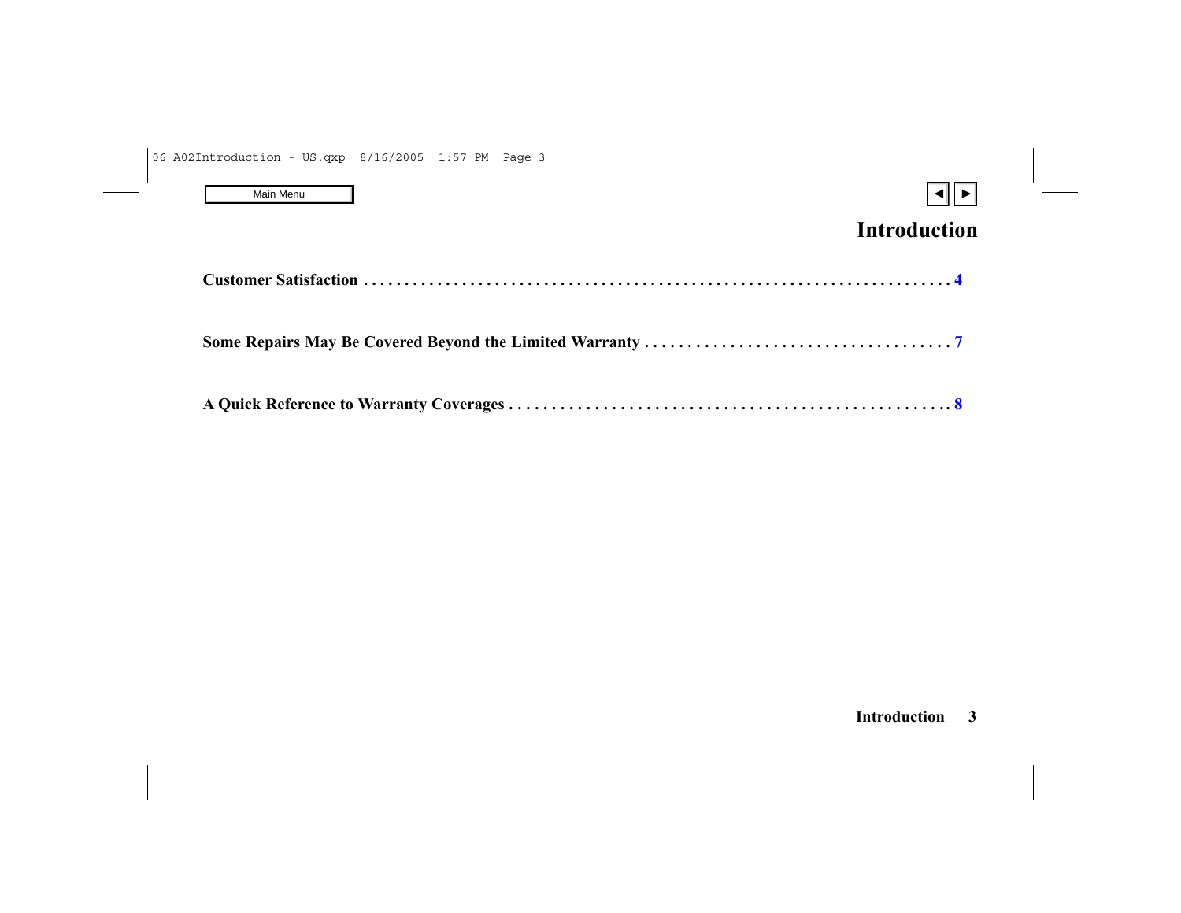# Introduction

**Customer Satisfaction** . . . . . . . . . . . . . . . . . . . . . . . . . . . . . . . . . . . . . . . . . . . . . . . . . . . . . . . . . . . . . . . . . . **4**

**Some Repairs May Be Covered Beyond the Limited Warranty** . . . . . . . . . . . . . . . . . . . . . . . . . . . . . . . . . . . . **7**

**A Quick Reference to Warranty Coverages** . . . . . . . . . . . . . . . . . . . . . . . . . . . . . . . . . . . . . . . . . . . . . . . . . . **8**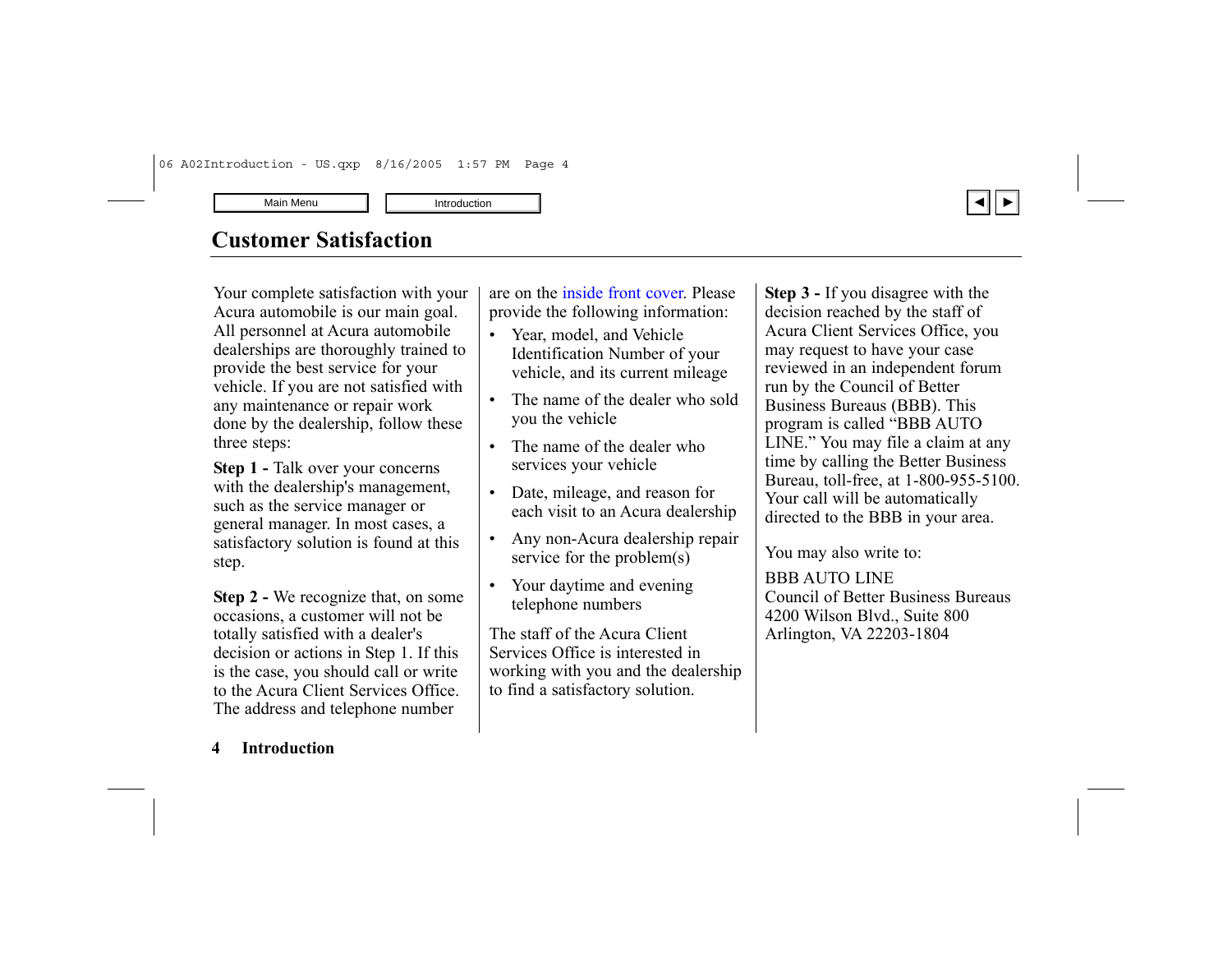# Customer Satisfaction

Your complete satisfaction with your Acura automobile is our main goal. All personnel at Acura automobile dealerships are thoroughly trained to provide the best service for your vehicle. If you are not satisfied with any maintenance or repair work done by the dealership, follow these three steps:

**Step 1 -** Talk over your concerns with the dealership's management, such as the service manager or general manager. In most cases, a satisfactory solution is found at this step.

**Step 2 -** We recognize that, on some occasions, a customer will not be totally satisfied with a dealer's decision or actions in Step 1. If this is the case, you should call or write to the Acura Client Services Office. The address and telephone number are on the inside front cover. Please provide the following information:

- Year, model, and Vehicle Identification Number of your vehicle, and its current mileage
- The name of the dealer who sold you the vehicle
- The name of the dealer who services your vehicle
- Date, mileage, and reason for each visit to an Acura dealership
- Any non-Acura dealership repair service for the problem(s)
- Your daytime and evening telephone numbers

The staff of the Acura Client Services Office is interested in working with you and the dealership to find a satisfactory solution.

**Step 3 -** If you disagree with the decision reached by the staff of Acura Client Services Office, you may request to have your case reviewed in an independent forum run by the Council of Better Business Bureaus (BBB). This program is called “BBB AUTO LINE.” You may file a claim at any time by calling the Better Business Bureau, toll-free, at 1-800-955-5100. Your call will be automatically directed to the BBB in your area.

You may also write to:

BBB AUTO LINE  
Council of Better Business Bureaus  
4200 Wilson Blvd., Suite 800  
Arlington, VA 22203-1804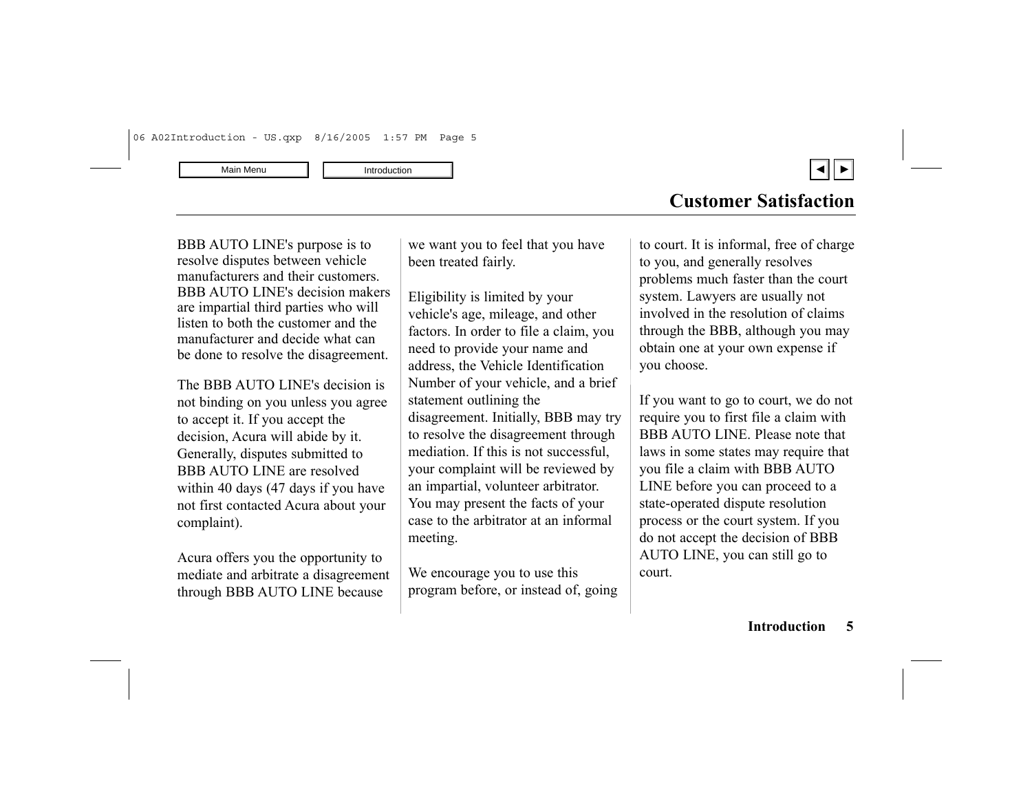## Customer Satisfaction

BBB AUTO LINE's purpose is to resolve disputes between vehicle manufacturers and their customers. BBB AUTO LINE's decision makers are impartial third parties who will listen to both the customer and the manufacturer and decide what can be done to resolve the disagreement.

The BBB AUTO LINE's decision is not binding on you unless you agree to accept it. If you accept the decision, Acura will abide by it. Generally, disputes submitted to BBB AUTO LINE are resolved within 40 days (47 days if you have not first contacted Acura about your complaint).

Acura offers you the opportunity to mediate and arbitrate a disagreement through BBB AUTO LINE because we want you to feel that you have been treated fairly.

Eligibility is limited by your vehicle's age, mileage, and other factors. In order to file a claim, you need to provide your name and address, the Vehicle Identification Number of your vehicle, and a brief statement outlining the disagreement. Initially, BBB may try to resolve the disagreement through mediation. If this is not successful, your complaint will be reviewed by an impartial, volunteer arbitrator. You may present the facts of your case to the arbitrator at an informal meeting.

We encourage you to use this program before, or instead of, going to court. It is informal, free of charge to you, and generally resolves problems much faster than the court system. Lawyers are usually not involved in the resolution of claims through the BBB, although you may obtain one at your own expense if you choose.

If you want to go to court, we do not require you to first file a claim with BBB AUTO LINE. Please note that laws in some states may require that you file a claim with BBB AUTO LINE before you can proceed to a state-operated dispute resolution process or the court system. If you do not accept the decision of BBB AUTO LINE, you can still go to court.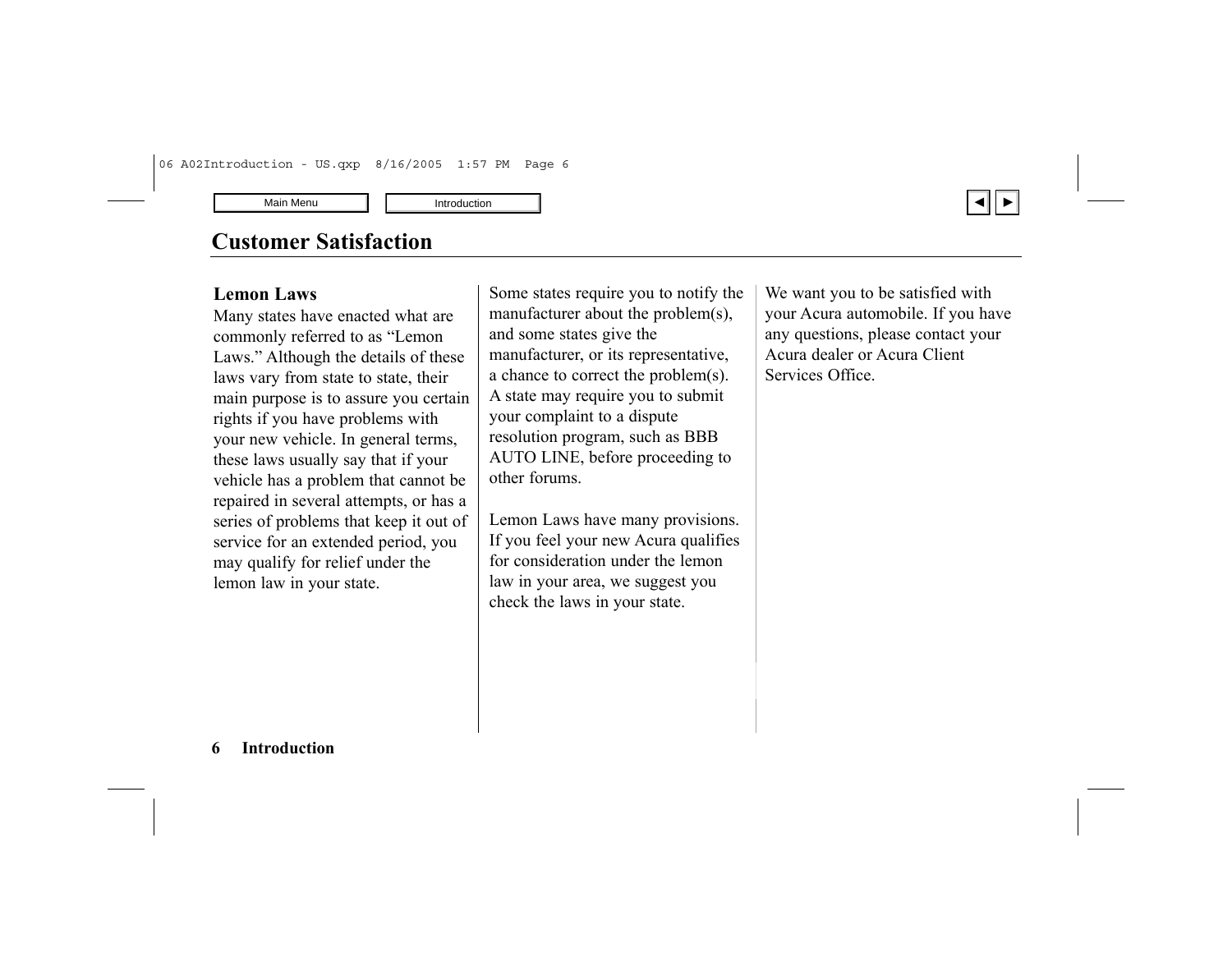# Customer Satisfaction

## Lemon Laws

Many states have enacted what are commonly referred to as "Lemon Laws." Although the details of these laws vary from state to state, their main purpose is to assure you certain rights if you have problems with your new vehicle. In general terms, these laws usually say that if your vehicle has a problem that cannot be repaired in several attempts, or has a series of problems that keep it out of service for an extended period, you may qualify for relief under the lemon law in your state.

Some states require you to notify the manufacturer about the problem(s), and some states give the manufacturer, or its representative, a chance to correct the problem(s). A state may require you to submit your complaint to a dispute resolution program, such as BBB AUTO LINE, before proceeding to other forums.

Lemon Laws have many provisions. If you feel your new Acura qualifies for consideration under the lemon law in your area, we suggest you check the laws in your state.

We want you to be satisfied with your Acura automobile. If you have any questions, please contact your Acura dealer or Acura Client Services Office.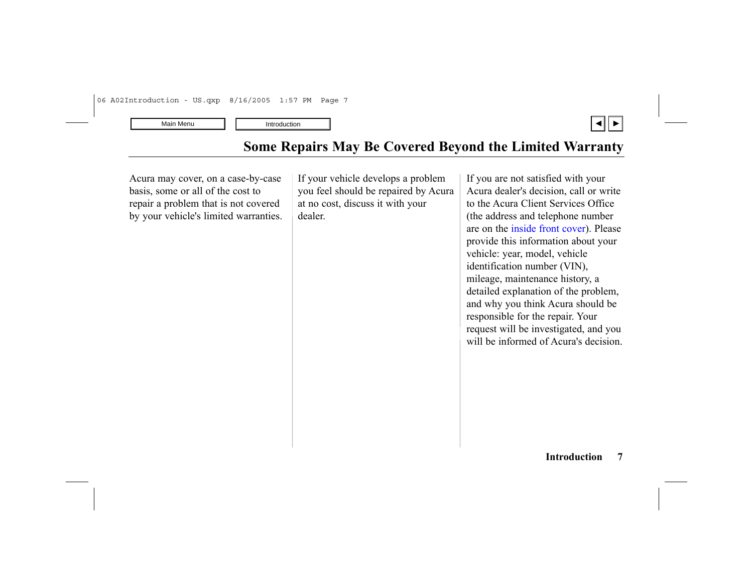## Some Repairs May Be Covered Beyond the Limited Warranty

Acura may cover, on a case-by-case basis, some or all of the cost to repair a problem that is not covered by your vehicle's limited warranties.

If your vehicle develops a problem you feel should be repaired by Acura at no cost, discuss it with your dealer.

If you are not satisfied with your Acura dealer's decision, call or write to the Acura Client Services Office (the address and telephone number are on the inside front cover). Please provide this information about your vehicle: year, model, vehicle identification number (VIN), mileage, maintenance history, a detailed explanation of the problem, and why you think Acura should be responsible for the repair. Your request will be investigated, and you will be informed of Acura's decision.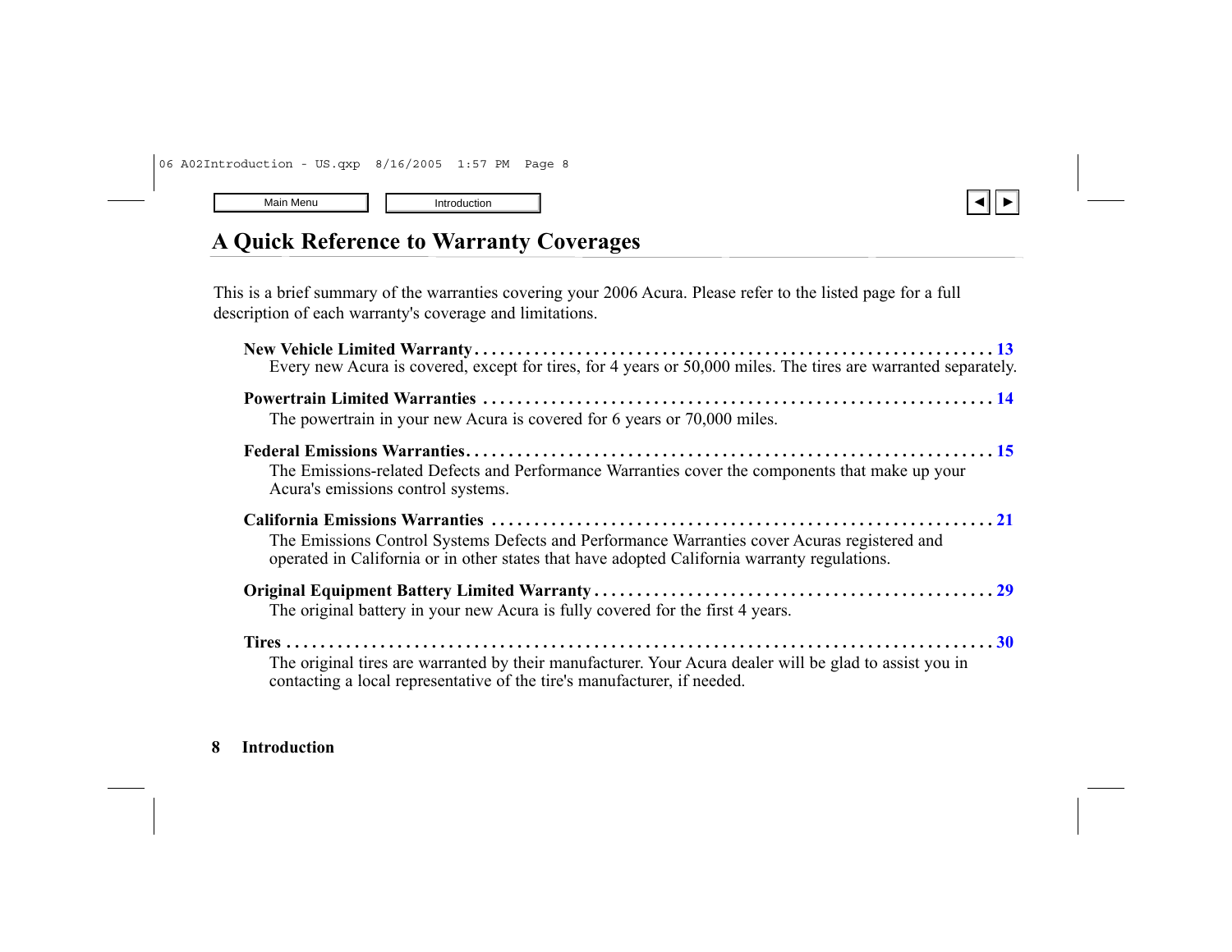# A Quick Reference to Warranty Coverages

This is a brief summary of the warranties covering your 2006 Acura. Please refer to the listed page for a full description of each warranty's coverage and limitations.

**New Vehicle Limited Warranty** . . . . . . . . . . 13
Every new Acura is covered, except for tires, for 4 years or 50,000 miles. The tires are warranted separately.

**Powertrain Limited Warranties** . . . . . . . . . . 14
The powertrain in your new Acura is covered for 6 years or 70,000 miles.

**Federal Emissions Warranties** . . . . . . . . . . 15
The Emissions-related Defects and Performance Warranties cover the components that make up your Acura's emissions control systems.

**California Emissions Warranties** . . . . . . . . . . 21
The Emissions Control Systems Defects and Performance Warranties cover Acuras registered and operated in California or in other states that have adopted California warranty regulations.

**Original Equipment Battery Limited Warranty** . . . . . . . . . . 29
The original battery in your new Acura is fully covered for the first 4 years.

**Tires** . . . . . . . . . . 30
The original tires are warranted by their manufacturer. Your Acura dealer will be glad to assist you in contacting a local representative of the tire's manufacturer, if needed.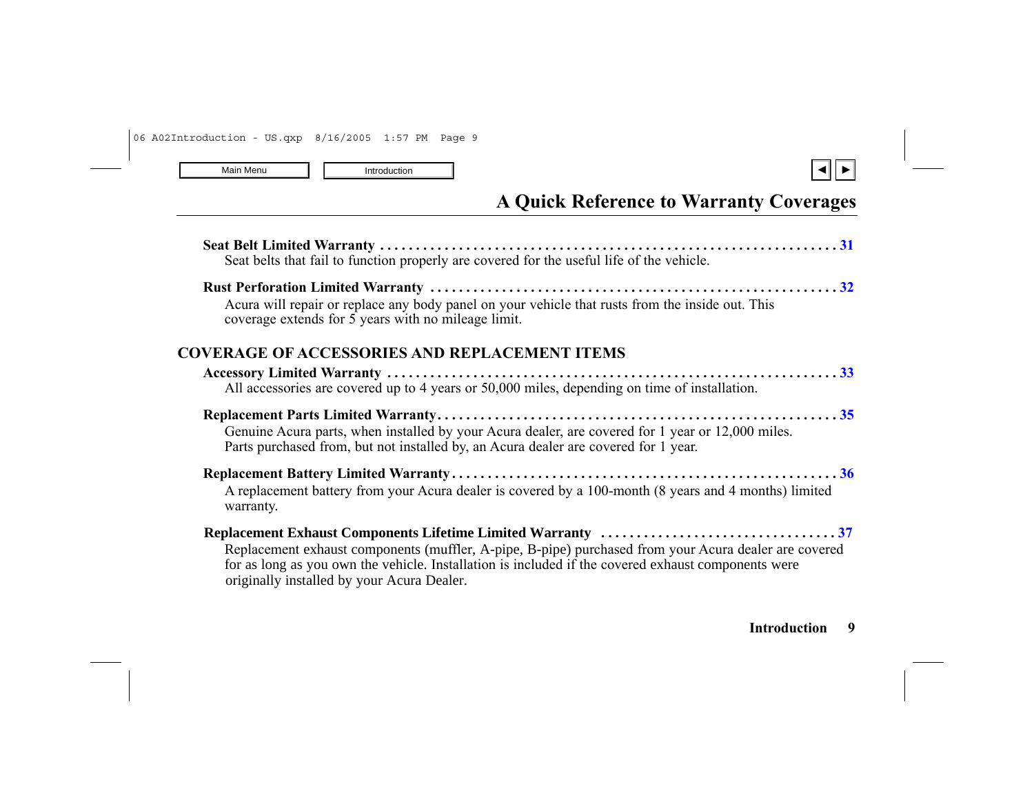# A Quick Reference to Warranty Coverages

**Seat Belt Limited Warranty** .................................................................. 31

Seat belts that fail to function properly are covered for the useful life of the vehicle.

**Rust Perforation Limited Warranty** ........................................................ 32

Acura will repair or replace any body panel on your vehicle that rusts from the inside out. This coverage extends for 5 years with no mileage limit.

## COVERAGE OF ACCESSORIES AND REPLACEMENT ITEMS

**Accessory Limited Warranty** ................................................................ 33

All accessories are covered up to 4 years or 50,000 miles, depending on time of installation.

**Replacement Parts Limited Warranty** ....................................................... 35

Genuine Acura parts, when installed by your Acura dealer, are covered for 1 year or 12,000 miles. Parts purchased from, but not installed by, an Acura dealer are covered for 1 year.

**Replacement Battery Limited Warranty** ..................................................... 36

A replacement battery from your Acura dealer is covered by a 100-month (8 years and 4 months) limited warranty.

**Replacement Exhaust Components Lifetime Limited Warranty** ................................. 37

Replacement exhaust components (muffler, A-pipe, B-pipe) purchased from your Acura dealer are covered for as long as you own the vehicle. Installation is included if the covered exhaust components were originally installed by your Acura Dealer.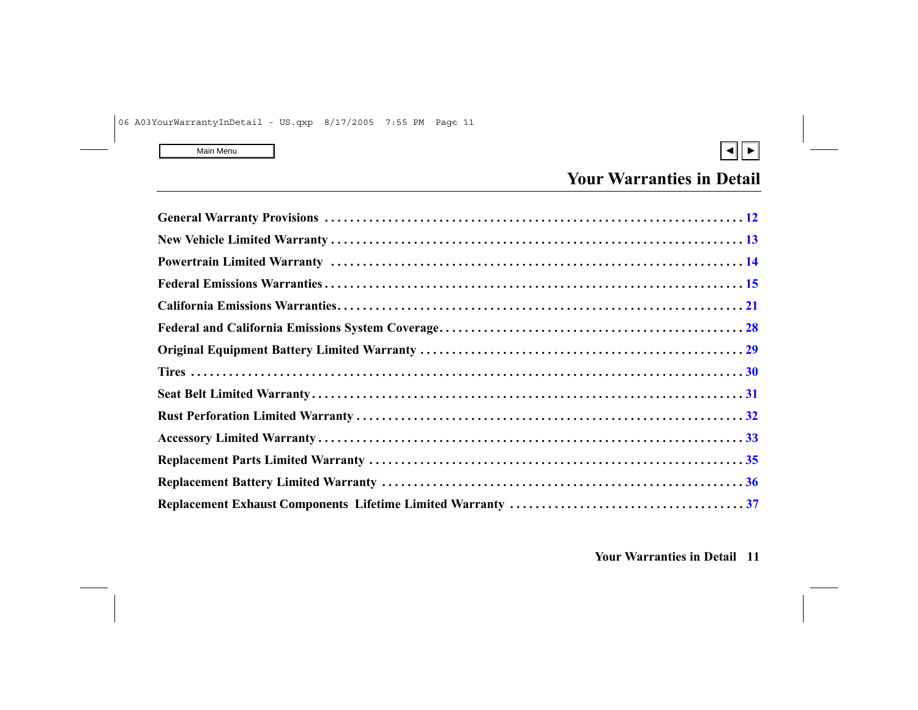# Your Warranties in Detail

| | |
|---|---|
| General Warranty Provisions | 12 |
| New Vehicle Limited Warranty | 13 |
| Powertrain Limited Warranty | 14 |
| Federal Emissions Warranties | 15 |
| California Emissions Warranties | 21 |
| Federal and California Emissions System Coverage | 28 |
| Original Equipment Battery Limited Warranty | 29 |
| Tires | 30 |
| Seat Belt Limited Warranty | 31 |
| Rust Perforation Limited Warranty | 32 |
| Accessory Limited Warranty | 33 |
| Replacement Parts Limited Warranty | 35 |
| Replacement Battery Limited Warranty | 36 |
| Replacement Exhaust Components Lifetime Limited Warranty | 37 |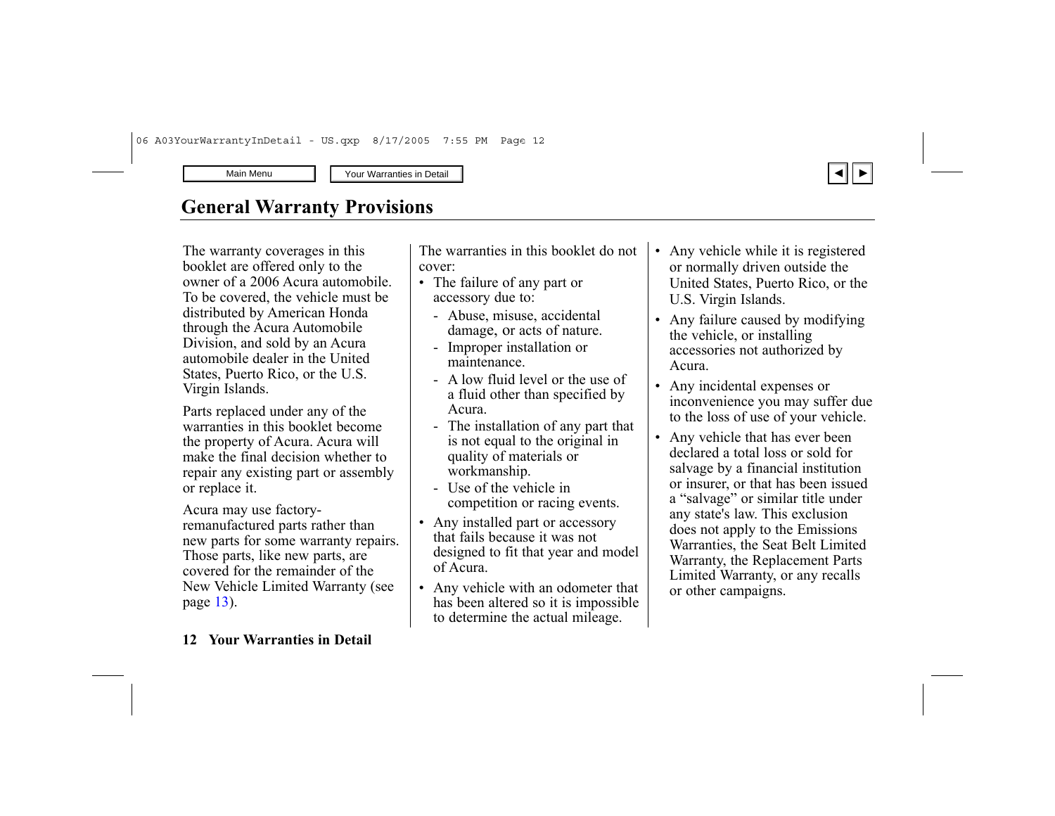# General Warranty Provisions

The warranty coverages in this booklet are offered only to the owner of a 2006 Acura automobile. To be covered, the vehicle must be distributed by American Honda through the Acura Automobile Division, and sold by an Acura automobile dealer in the United States, Puerto Rico, or the U.S. Virgin Islands.

Parts replaced under any of the warranties in this booklet become the property of Acura. Acura will make the final decision whether to repair any existing part or assembly or replace it.

Acura may use factory-remanufactured parts rather than new parts for some warranty repairs. Those parts, like new parts, are covered for the remainder of the New Vehicle Limited Warranty (see page 13).

The warranties in this booklet do not cover:

- The failure of any part or accessory due to:
  - Abuse, misuse, accidental damage, or acts of nature.
  - Improper installation or maintenance.
  - A low fluid level or the use of a fluid other than specified by Acura.
  - The installation of any part that is not equal to the original in quality of materials or workmanship.
  - Use of the vehicle in competition or racing events.
- Any installed part or accessory that fails because it was not designed to fit that year and model of Acura.
- Any vehicle with an odometer that has been altered so it is impossible to determine the actual mileage.
- Any vehicle while it is registered or normally driven outside the United States, Puerto Rico, or the U.S. Virgin Islands.
- Any failure caused by modifying the vehicle, or installing accessories not authorized by Acura.
- Any incidental expenses or inconvenience you may suffer due to the loss of use of your vehicle.
- Any vehicle that has ever been declared a total loss or sold for salvage by a financial institution or insurer, or that has been issued a "salvage" or similar title under any state's law. This exclusion does not apply to the Emissions Warranties, the Seat Belt Limited Warranty, the Replacement Parts Limited Warranty, or any recalls or other campaigns.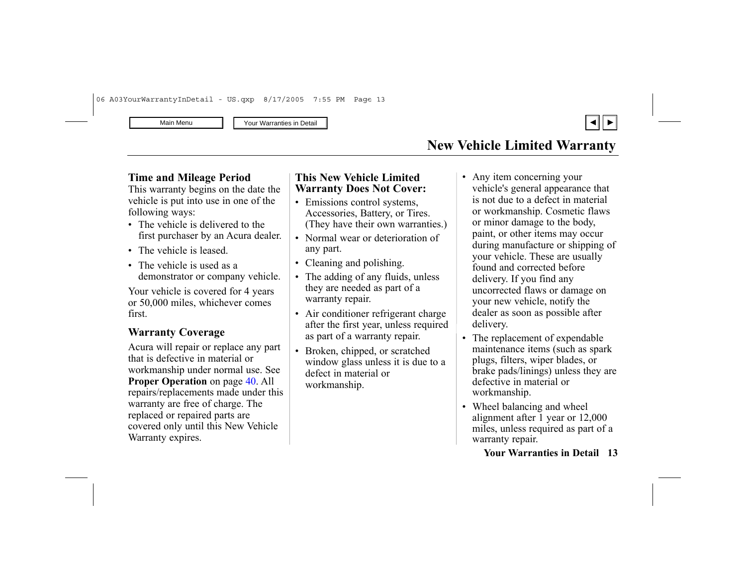# New Vehicle Limited Warranty

## Time and Mileage Period

This warranty begins on the date the vehicle is put into use in one of the following ways:

- The vehicle is delivered to the first purchaser by an Acura dealer.
- The vehicle is leased.
- The vehicle is used as a demonstrator or company vehicle.

Your vehicle is covered for 4 years or 50,000 miles, whichever comes first.

## Warranty Coverage

Acura will repair or replace any part that is defective in material or workmanship under normal use. See **Proper Operation** on page 40. All repairs/replacements made under this warranty are free of charge. The replaced or repaired parts are covered only until this New Vehicle Warranty expires.

## This New Vehicle Limited Warranty Does Not Cover:

- Emissions control systems, Accessories, Battery, or Tires. (They have their own warranties.)
- Normal wear or deterioration of any part.
- Cleaning and polishing.
- The adding of any fluids, unless they are needed as part of a warranty repair.
- Air conditioner refrigerant charge after the first year, unless required as part of a warranty repair.
- Broken, chipped, or scratched window glass unless it is due to a defect in material or workmanship.
- Any item concerning your vehicle's general appearance that is not due to a defect in material or workmanship. Cosmetic flaws or minor damage to the body, paint, or other items may occur during manufacture or shipping of your vehicle. These are usually found and corrected before delivery. If you find any uncorrected flaws or damage on your new vehicle, notify the dealer as soon as possible after delivery.
- The replacement of expendable maintenance items (such as spark plugs, filters, wiper blades, or brake pads/linings) unless they are defective in material or workmanship.
- Wheel balancing and wheel alignment after 1 year or 12,000 miles, unless required as part of a warranty repair.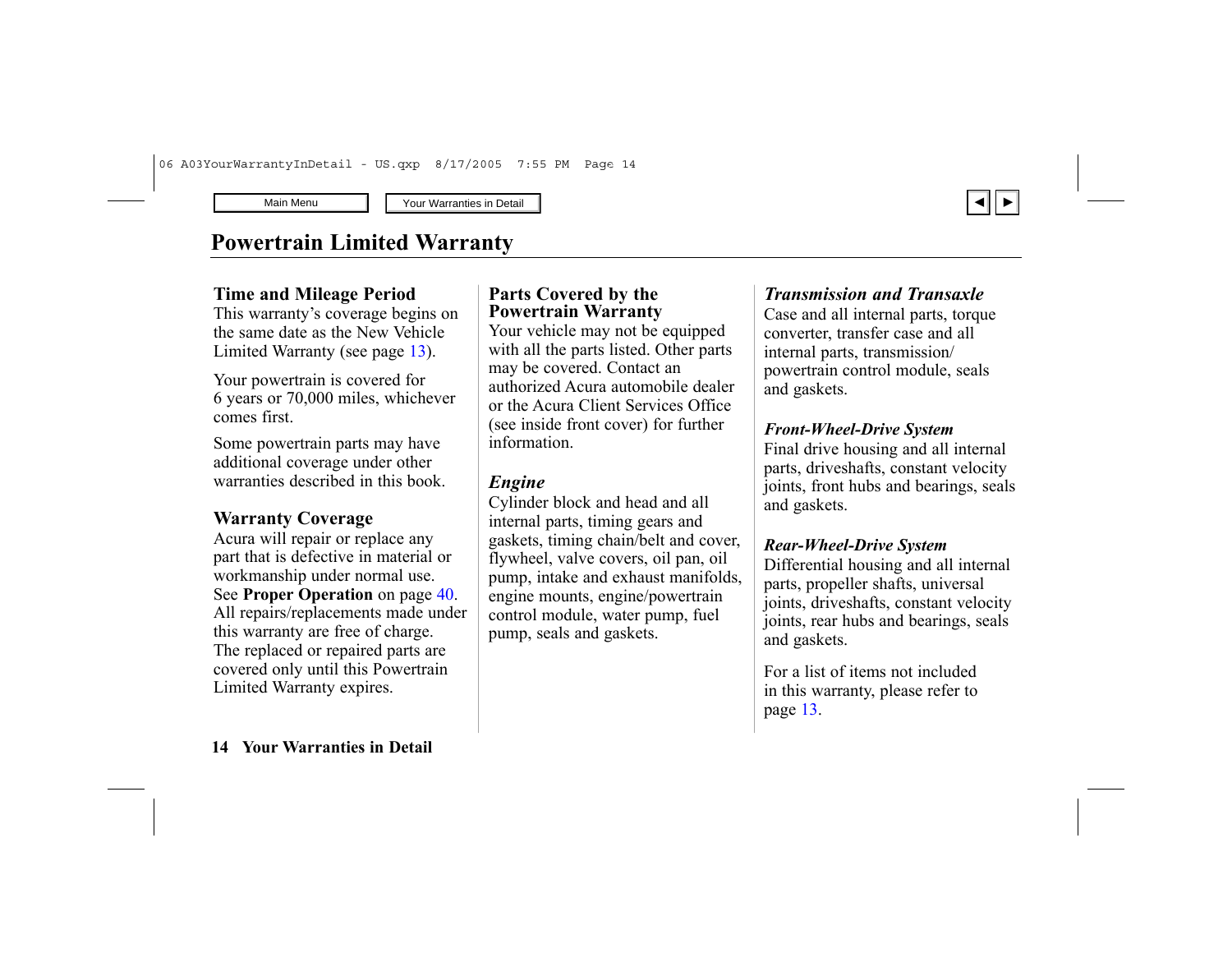# Powertrain Limited Warranty

## Time and Mileage Period

This warranty's coverage begins on the same date as the New Vehicle Limited Warranty (see page 13).

Your powertrain is covered for 6 years or 70,000 miles, whichever comes first.

Some powertrain parts may have additional coverage under other warranties described in this book.

## Warranty Coverage

Acura will repair or replace any part that is defective in material or workmanship under normal use. See **Proper Operation** on page 40. All repairs/replacements made under this warranty are free of charge. The replaced or repaired parts are covered only until this Powertrain Limited Warranty expires.

## Parts Covered by the Powertrain Warranty

Your vehicle may not be equipped with all the parts listed. Other parts may be covered. Contact an authorized Acura automobile dealer or the Acura Client Services Office (see inside front cover) for further information.

### *Engine*

Cylinder block and head and all internal parts, timing gears and gaskets, timing chain/belt and cover, flywheel, valve covers, oil pan, oil pump, intake and exhaust manifolds, engine mounts, engine/powertrain control module, water pump, fuel pump, seals and gaskets.

### *Transmission and Transaxle*

Case and all internal parts, torque converter, transfer case and all internal parts, transmission/powertrain control module, seals and gaskets.

### *Front-Wheel-Drive System*

Final drive housing and all internal parts, driveshafts, constant velocity joints, front hubs and bearings, seals and gaskets.

### *Rear-Wheel-Drive System*

Differential housing and all internal parts, propeller shafts, universal joints, driveshafts, constant velocity joints, rear hubs and bearings, seals and gaskets.

For a list of items not included in this warranty, please refer to page 13.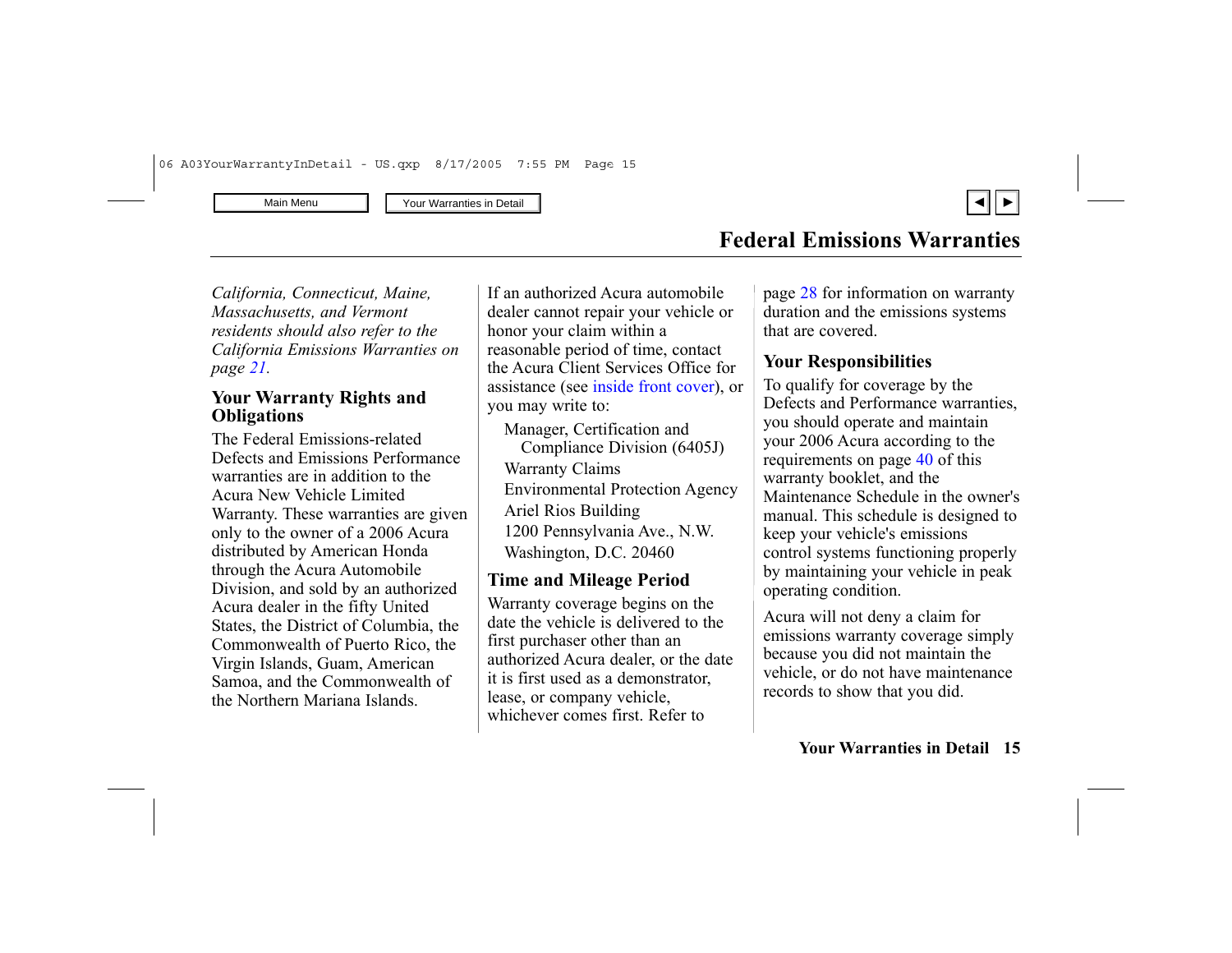# Federal Emissions Warranties

*California, Connecticut, Maine, Massachusetts, and Vermont residents should also refer to the California Emissions Warranties on page 21.*

## Your Warranty Rights and Obligations

The Federal Emissions-related Defects and Emissions Performance warranties are in addition to the Acura New Vehicle Limited Warranty. These warranties are given only to the owner of a 2006 Acura distributed by American Honda through the Acura Automobile Division, and sold by an authorized Acura dealer in the fifty United States, the District of Columbia, the Commonwealth of Puerto Rico, the Virgin Islands, Guam, American Samoa, and the Commonwealth of the Northern Mariana Islands.

If an authorized Acura automobile dealer cannot repair your vehicle or honor your claim within a reasonable period of time, contact the Acura Client Services Office for assistance (see inside front cover), or you may write to:

Manager, Certification and Compliance Division (6405J)
Warranty Claims
Environmental Protection Agency
Ariel Rios Building
1200 Pennsylvania Ave., N.W.
Washington, D.C. 20460

## Time and Mileage Period

Warranty coverage begins on the date the vehicle is delivered to the first purchaser other than an authorized Acura dealer, or the date it is first used as a demonstrator, lease, or company vehicle, whichever comes first. Refer to page 28 for information on warranty duration and the emissions systems that are covered.

## Your Responsibilities

To qualify for coverage by the Defects and Performance warranties, you should operate and maintain your 2006 Acura according to the requirements on page 40 of this warranty booklet, and the Maintenance Schedule in the owner's manual. This schedule is designed to keep your vehicle's emissions control systems functioning properly by maintaining your vehicle in peak operating condition.

Acura will not deny a claim for emissions warranty coverage simply because you did not maintain the vehicle, or do not have maintenance records to show that you did.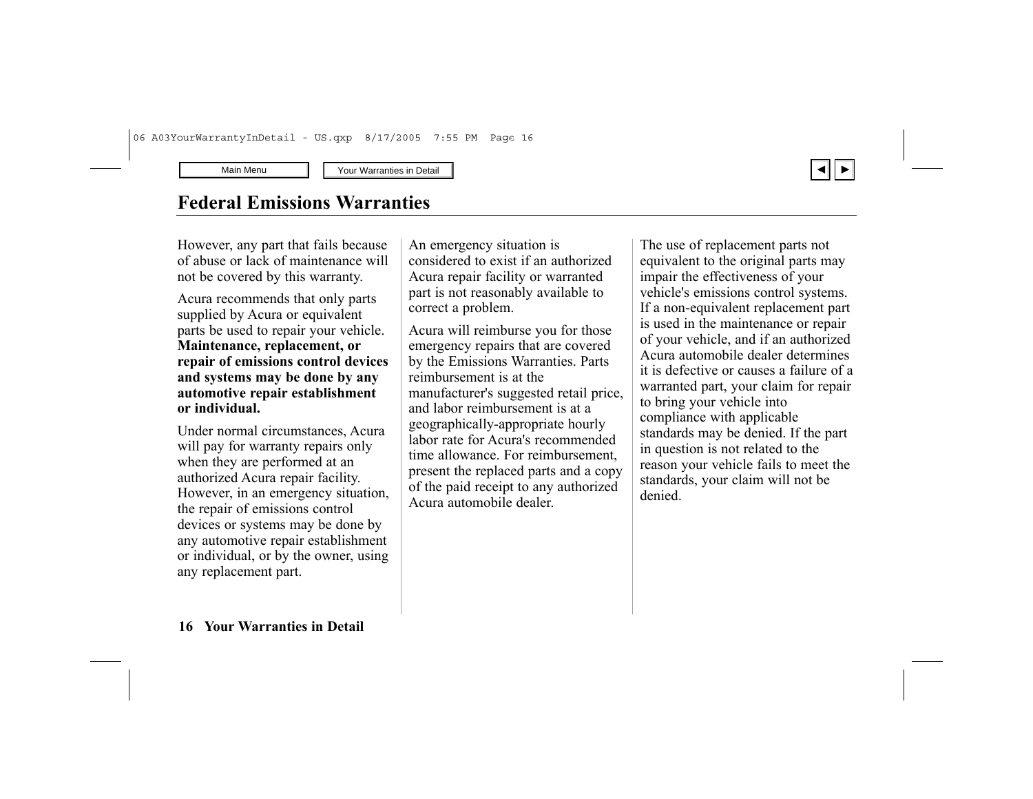# Federal Emissions Warranties

However, any part that fails because of abuse or lack of maintenance will not be covered by this warranty.

Acura recommends that only parts supplied by Acura or equivalent parts be used to repair your vehicle. **Maintenance, replacement, or repair of emissions control devices and systems may be done by any automotive repair establishment or individual.**

Under normal circumstances, Acura will pay for warranty repairs only when they are performed at an authorized Acura repair facility. However, in an emergency situation, the repair of emissions control devices or systems may be done by any automotive repair establishment or individual, or by the owner, using any replacement part.

An emergency situation is considered to exist if an authorized Acura repair facility or warranted part is not reasonably available to correct a problem.

Acura will reimburse you for those emergency repairs that are covered by the Emissions Warranties. Parts reimbursement is at the manufacturer's suggested retail price, and labor reimbursement is at a geographically-appropriate hourly labor rate for Acura's recommended time allowance. For reimbursement, present the replaced parts and a copy of the paid receipt to any authorized Acura automobile dealer.

The use of replacement parts not equivalent to the original parts may impair the effectiveness of your vehicle's emissions control systems. If a non-equivalent replacement part is used in the maintenance or repair of your vehicle, and if an authorized Acura automobile dealer determines it is defective or causes a failure of a warranted part, your claim for repair to bring your vehicle into compliance with applicable standards may be denied. If the part in question is not related to the reason your vehicle fails to meet the standards, your claim will not be denied.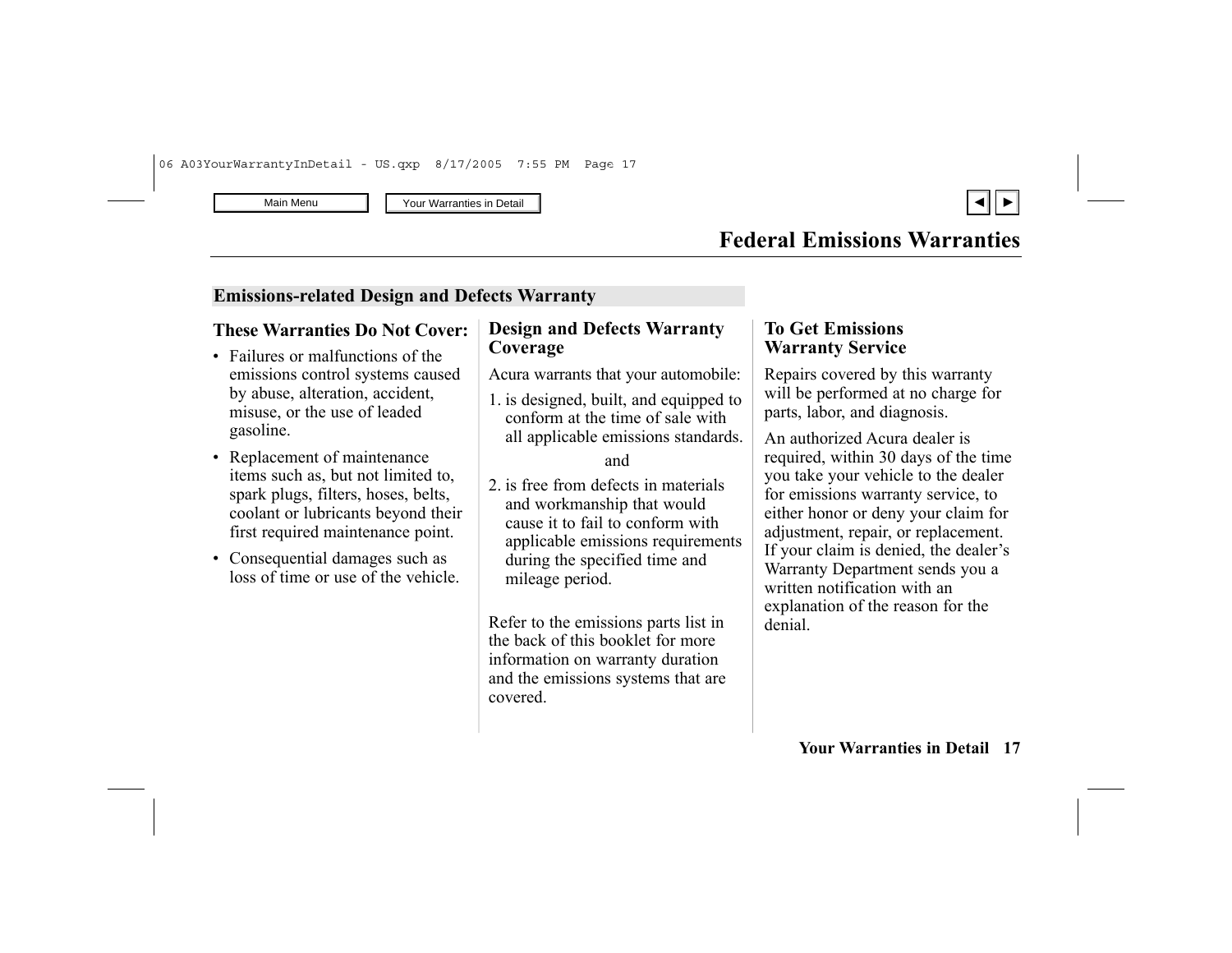# Federal Emissions Warranties

## Emissions-related Design and Defects Warranty

### These Warranties Do Not Cover:

- Failures or malfunctions of the emissions control systems caused by abuse, alteration, accident, misuse, or the use of leaded gasoline.
- Replacement of maintenance items such as, but not limited to, spark plugs, filters, hoses, belts, coolant or lubricants beyond their first required maintenance point.
- Consequential damages such as loss of time or use of the vehicle.

### Design and Defects Warranty Coverage

Acura warrants that your automobile:

1. is designed, built, and equipped to conform at the time of sale with all applicable emissions standards.

   and

2. is free from defects in materials and workmanship that would cause it to fail to conform with applicable emissions requirements during the specified time and mileage period.

Refer to the emissions parts list in the back of this booklet for more information on warranty duration and the emissions systems that are covered.

### To Get Emissions Warranty Service

Repairs covered by this warranty will be performed at no charge for parts, labor, and diagnosis.

An authorized Acura dealer is required, within 30 days of the time you take your vehicle to the dealer for emissions warranty service, to either honor or deny your claim for adjustment, repair, or replacement. If your claim is denied, the dealer's Warranty Department sends you a written notification with an explanation of the reason for the denial.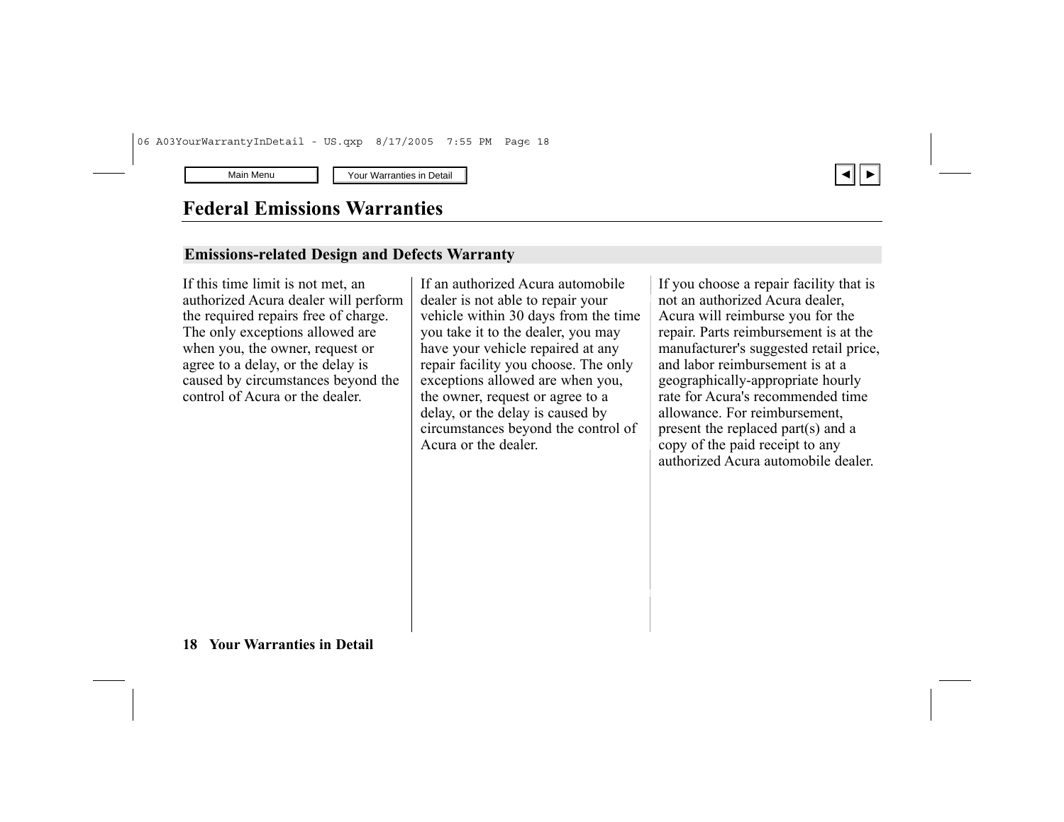# Federal Emissions Warranties

## Emissions-related Design and Defects Warranty

If this time limit is not met, an authorized Acura dealer will perform the required repairs free of charge. The only exceptions allowed are when you, the owner, request or agree to a delay, or the delay is caused by circumstances beyond the control of Acura or the dealer.

If an authorized Acura automobile dealer is not able to repair your vehicle within 30 days from the time you take it to the dealer, you may have your vehicle repaired at any repair facility you choose. The only exceptions allowed are when you, the owner, request or agree to a delay, or the delay is caused by circumstances beyond the control of Acura or the dealer.

If you choose a repair facility that is not an authorized Acura dealer, Acura will reimburse you for the repair. Parts reimbursement is at the manufacturer's suggested retail price, and labor reimbursement is at a geographically-appropriate hourly rate for Acura's recommended time allowance. For reimbursement, present the replaced part(s) and a copy of the paid receipt to any authorized Acura automobile dealer.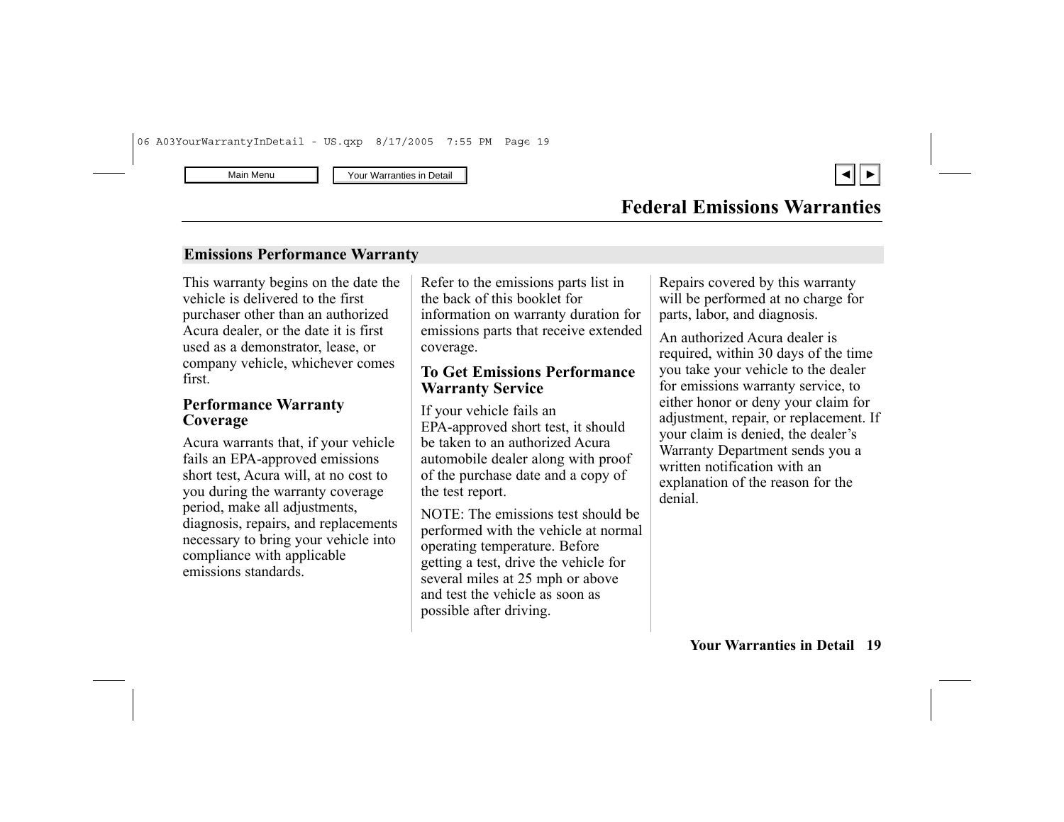# Federal Emissions Warranties

## Emissions Performance Warranty

This warranty begins on the date the vehicle is delivered to the first purchaser other than an authorized Acura dealer, or the date it is first used as a demonstrator, lease, or company vehicle, whichever comes first.

### Performance Warranty Coverage

Acura warrants that, if your vehicle fails an EPA-approved emissions short test, Acura will, at no cost to you during the warranty coverage period, make all adjustments, diagnosis, repairs, and replacements necessary to bring your vehicle into compliance with applicable emissions standards.

Refer to the emissions parts list in the back of this booklet for information on warranty duration for emissions parts that receive extended coverage.

### To Get Emissions Performance Warranty Service

If your vehicle fails an EPA-approved short test, it should be taken to an authorized Acura automobile dealer along with proof of the purchase date and a copy of the test report.

NOTE: The emissions test should be performed with the vehicle at normal operating temperature. Before getting a test, drive the vehicle for several miles at 25 mph or above and test the vehicle as soon as possible after driving.

Repairs covered by this warranty will be performed at no charge for parts, labor, and diagnosis.

An authorized Acura dealer is required, within 30 days of the time you take your vehicle to the dealer for emissions warranty service, to either honor or deny your claim for adjustment, repair, or replacement. If your claim is denied, the dealer's Warranty Department sends you a written notification with an explanation of the reason for the denial.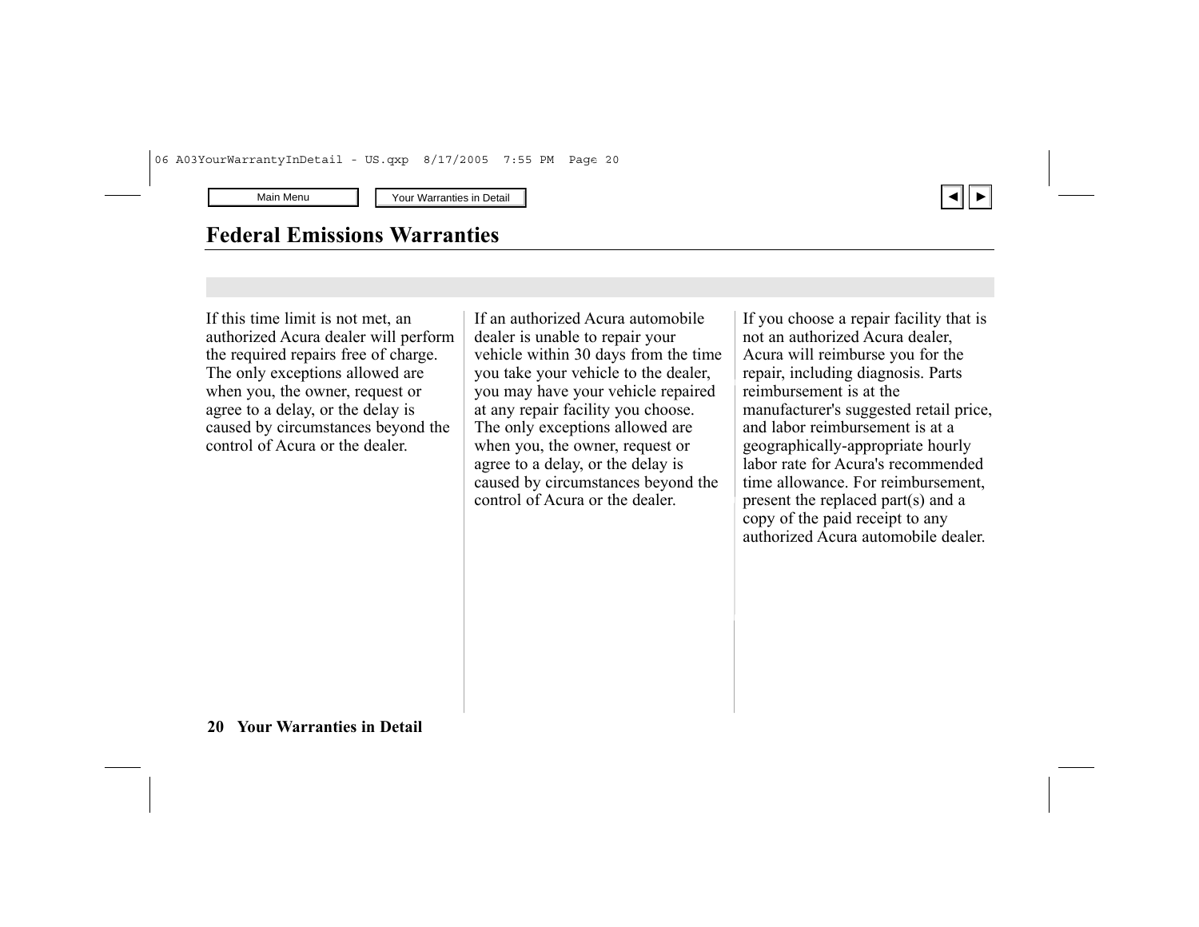## Federal Emissions Warranties

If this time limit is not met, an authorized Acura dealer will perform the required repairs free of charge. The only exceptions allowed are when you, the owner, request or agree to a delay, or the delay is caused by circumstances beyond the control of Acura or the dealer.

If an authorized Acura automobile dealer is unable to repair your vehicle within 30 days from the time you take your vehicle to the dealer, you may have your vehicle repaired at any repair facility you choose. The only exceptions allowed are when you, the owner, request or agree to a delay, or the delay is caused by circumstances beyond the control of Acura or the dealer.

If you choose a repair facility that is not an authorized Acura dealer, Acura will reimburse you for the repair, including diagnosis. Parts reimbursement is at the manufacturer's suggested retail price, and labor reimbursement is at a geographically-appropriate hourly labor rate for Acura's recommended time allowance. For reimbursement, present the replaced part(s) and a copy of the paid receipt to any authorized Acura automobile dealer.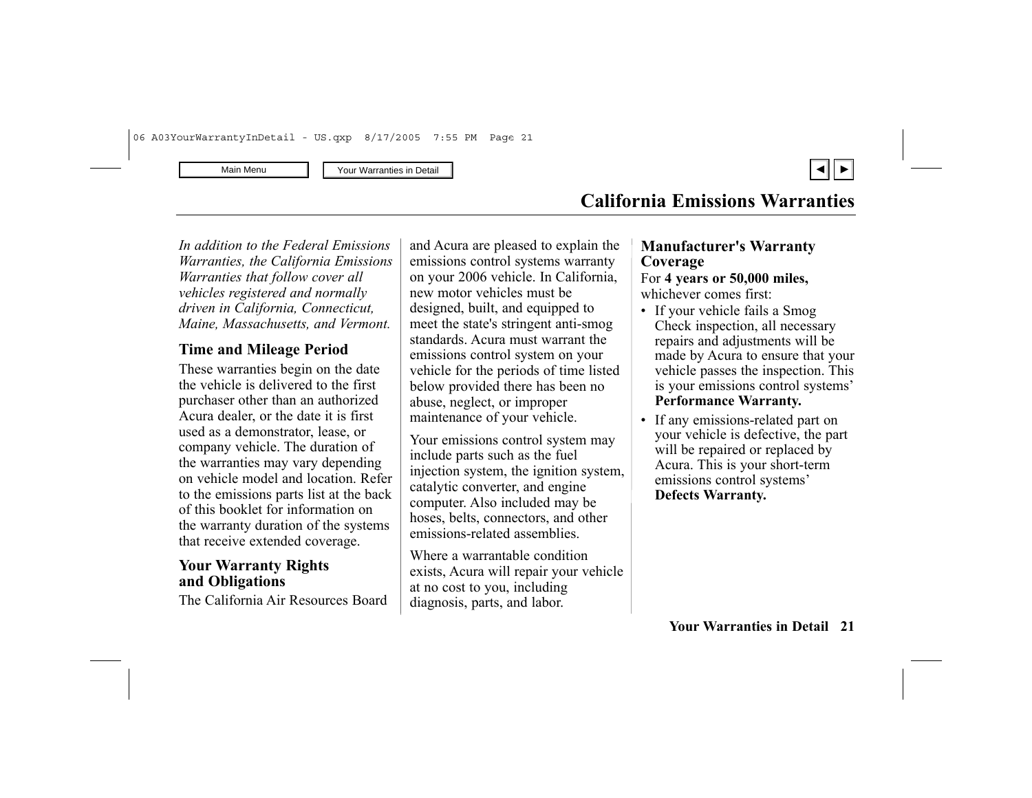# California Emissions Warranties

*In addition to the Federal Emissions Warranties, the California Emissions Warranties that follow cover all vehicles registered and normally driven in California, Connecticut, Maine, Massachusetts, and Vermont.*

## Time and Mileage Period

These warranties begin on the date the vehicle is delivered to the first purchaser other than an authorized Acura dealer, or the date it is first used as a demonstrator, lease, or company vehicle. The duration of the warranties may vary depending on vehicle model and location. Refer to the emissions parts list at the back of this booklet for information on the warranty duration of the systems that receive extended coverage.

## Your Warranty Rights and Obligations

The California Air Resources Board and Acura are pleased to explain the emissions control systems warranty on your 2006 vehicle. In California, new motor vehicles must be designed, built, and equipped to meet the state's stringent anti-smog standards. Acura must warrant the emissions control system on your vehicle for the periods of time listed below provided there has been no abuse, neglect, or improper maintenance of your vehicle.

Your emissions control system may include parts such as the fuel injection system, the ignition system, catalytic converter, and engine computer. Also included may be hoses, belts, connectors, and other emissions-related assemblies.

Where a warrantable condition exists, Acura will repair your vehicle at no cost to you, including diagnosis, parts, and labor.

## Manufacturer's Warranty Coverage

For **4 years or 50,000 miles,** whichever comes first:

- If your vehicle fails a Smog Check inspection, all necessary repairs and adjustments will be made by Acura to ensure that your vehicle passes the inspection. This is your emissions control systems' **Performance Warranty.**
- If any emissions-related part on your vehicle is defective, the part will be repaired or replaced by Acura. This is your short-term emissions control systems' **Defects Warranty.**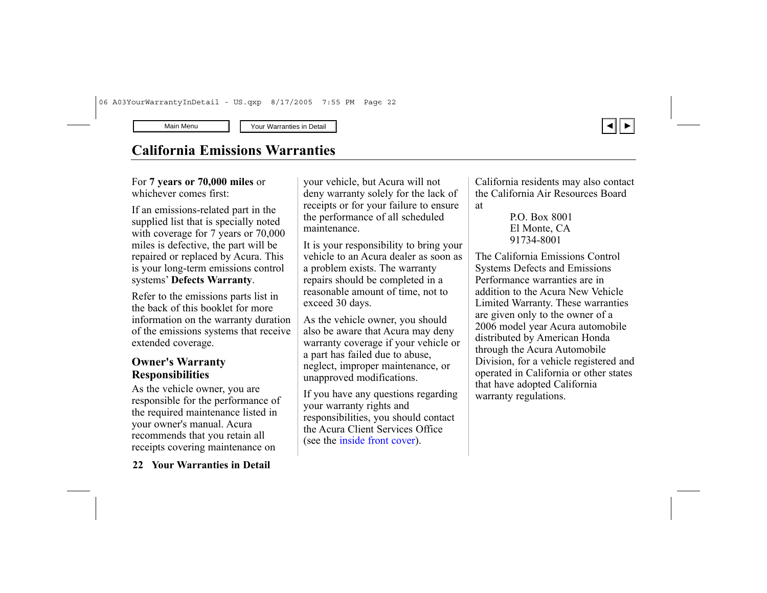# California Emissions Warranties

For **7 years or 70,000 miles** or whichever comes first:

If an emissions-related part in the supplied list that is specially noted with coverage for 7 years or 70,000 miles is defective, the part will be repaired or replaced by Acura. This is your long-term emissions control systems' **Defects Warranty**.

Refer to the emissions parts list in the back of this booklet for more information on the warranty duration of the emissions systems that receive extended coverage.

## Owner's Warranty Responsibilities

As the vehicle owner, you are responsible for the performance of the required maintenance listed in your owner's manual. Acura recommends that you retain all receipts covering maintenance on your vehicle, but Acura will not deny warranty solely for the lack of receipts or for your failure to ensure the performance of all scheduled maintenance.

It is your responsibility to bring your vehicle to an Acura dealer as soon as a problem exists. The warranty repairs should be completed in a reasonable amount of time, not to exceed 30 days.

As the vehicle owner, you should also be aware that Acura may deny warranty coverage if your vehicle or a part has failed due to abuse, neglect, improper maintenance, or unapproved modifications.

If you have any questions regarding your warranty rights and responsibilities, you should contact the Acura Client Services Office (see the inside front cover).

California residents may also contact the California Air Resources Board at

P.O. Box 8001
El Monte, CA
91734-8001

The California Emissions Control Systems Defects and Emissions Performance warranties are in addition to the Acura New Vehicle Limited Warranty. These warranties are given only to the owner of a 2006 model year Acura automobile distributed by American Honda through the Acura Automobile Division, for a vehicle registered and operated in California or other states that have adopted California warranty regulations.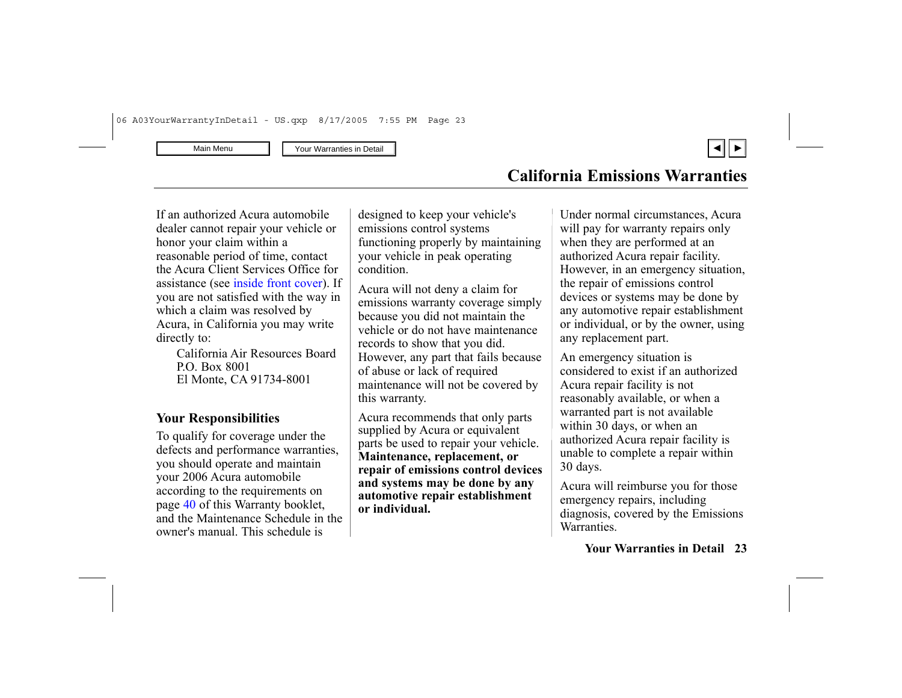## California Emissions Warranties

If an authorized Acura automobile dealer cannot repair your vehicle or honor your claim within a reasonable period of time, contact the Acura Client Services Office for assistance (see inside front cover). If you are not satisfied with the way in which a claim was resolved by Acura, in California you may write directly to:

California Air Resources Board
P.O. Box 8001
El Monte, CA 91734-8001

### Your Responsibilities

To qualify for coverage under the defects and performance warranties, you should operate and maintain your 2006 Acura automobile according to the requirements on page 40 of this Warranty booklet, and the Maintenance Schedule in the owner's manual. This schedule is designed to keep your vehicle's emissions control systems functioning properly by maintaining your vehicle in peak operating condition.

Acura will not deny a claim for emissions warranty coverage simply because you did not maintain the vehicle or do not have maintenance records to show that you did. However, any part that fails because of abuse or lack of required maintenance will not be covered by this warranty.

Acura recommends that only parts supplied by Acura or equivalent parts be used to repair your vehicle. **Maintenance, replacement, or repair of emissions control devices and systems may be done by any automotive repair establishment or individual.**

Under normal circumstances, Acura will pay for warranty repairs only when they are performed at an authorized Acura repair facility. However, in an emergency situation, the repair of emissions control devices or systems may be done by any automotive repair establishment or individual, or by the owner, using any replacement part.

An emergency situation is considered to exist if an authorized Acura repair facility is not reasonably available, or when a warranted part is not available within 30 days, or when an authorized Acura repair facility is unable to complete a repair within 30 days.

Acura will reimburse you for those emergency repairs, including diagnosis, covered by the Emissions Warranties.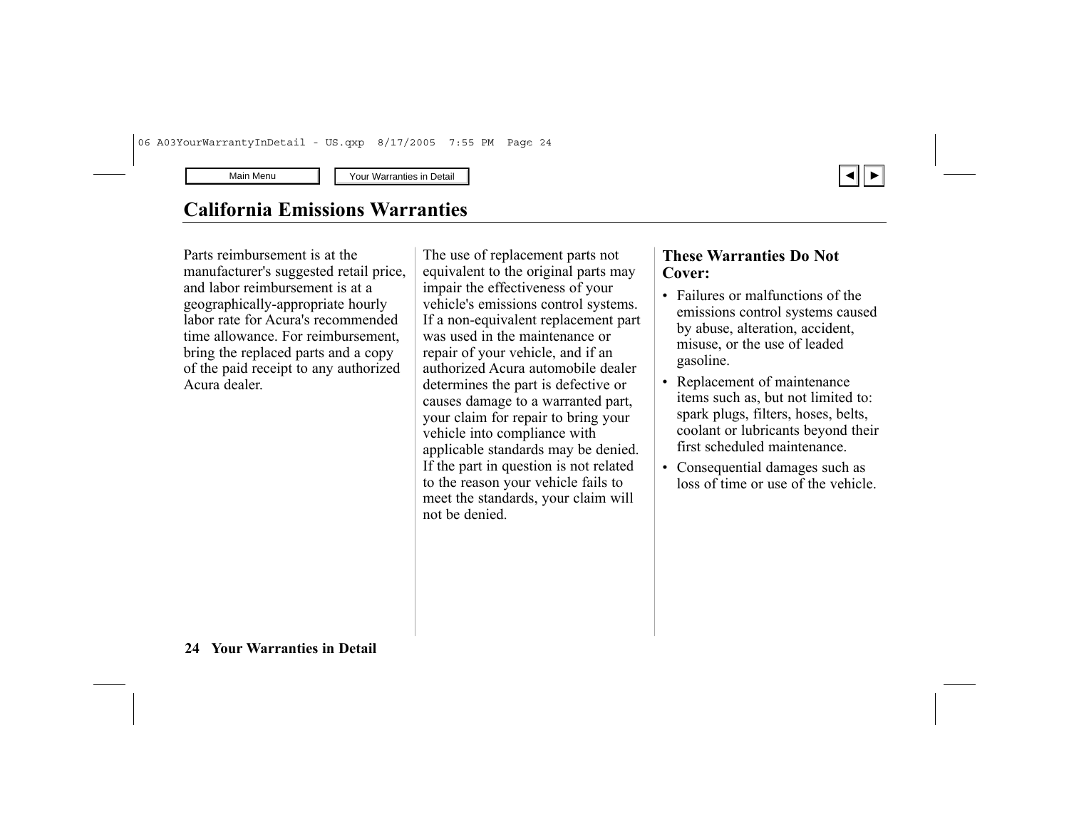## California Emissions Warranties

Parts reimbursement is at the manufacturer's suggested retail price, and labor reimbursement is at a geographically-appropriate hourly labor rate for Acura's recommended time allowance. For reimbursement, bring the replaced parts and a copy of the paid receipt to any authorized Acura dealer.

The use of replacement parts not equivalent to the original parts may impair the effectiveness of your vehicle's emissions control systems. If a non-equivalent replacement part was used in the maintenance or repair of your vehicle, and if an authorized Acura automobile dealer determines the part is defective or causes damage to a warranted part, your claim for repair to bring your vehicle into compliance with applicable standards may be denied. If the part in question is not related to the reason your vehicle fails to meet the standards, your claim will not be denied.

### These Warranties Do Not Cover:

- Failures or malfunctions of the emissions control systems caused by abuse, alteration, accident, misuse, or the use of leaded gasoline.
- Replacement of maintenance items such as, but not limited to: spark plugs, filters, hoses, belts, coolant or lubricants beyond their first scheduled maintenance.
- Consequential damages such as loss of time or use of the vehicle.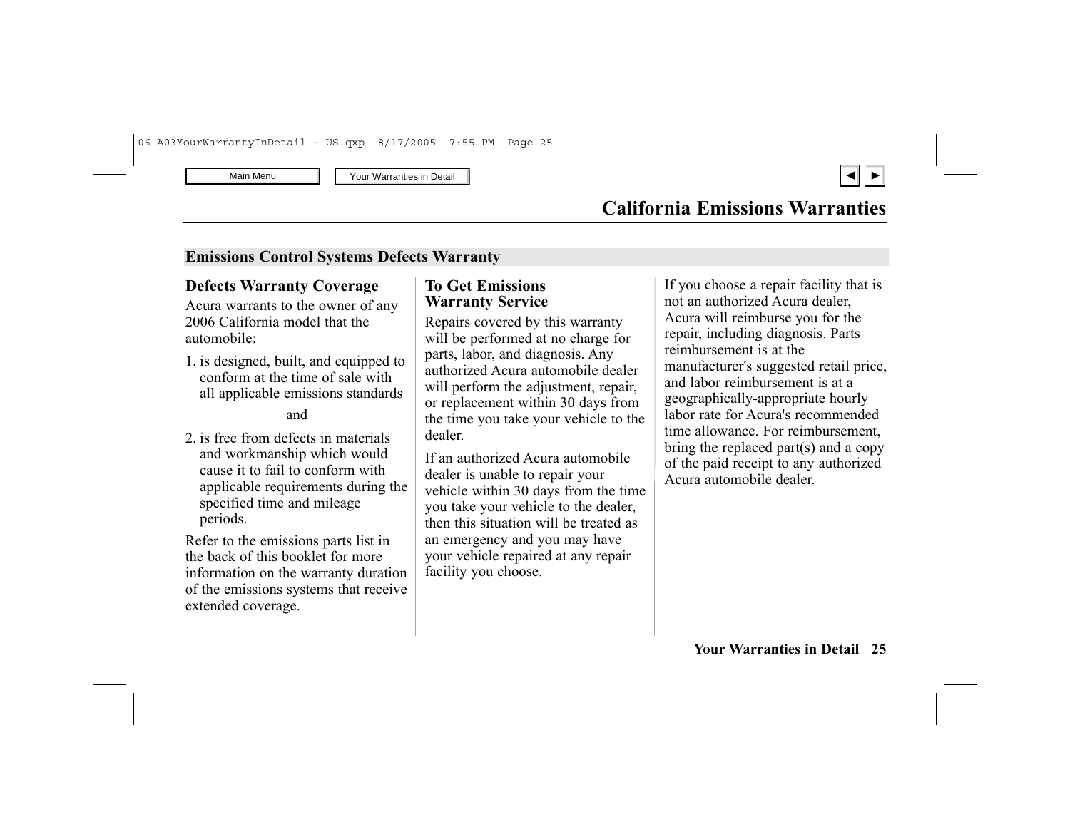# California Emissions Warranties

## Emissions Control Systems Defects Warranty

### Defects Warranty Coverage

Acura warrants to the owner of any 2006 California model that the automobile:

1. is designed, built, and equipped to conform at the time of sale with all applicable emissions standards

   and

2. is free from defects in materials and workmanship which would cause it to fail to conform with applicable requirements during the specified time and mileage periods.

Refer to the emissions parts list in the back of this booklet for more information on the warranty duration of the emissions systems that receive extended coverage.

### To Get Emissions Warranty Service

Repairs covered by this warranty will be performed at no charge for parts, labor, and diagnosis. Any authorized Acura automobile dealer will perform the adjustment, repair, or replacement within 30 days from the time you take your vehicle to the dealer.

If an authorized Acura automobile dealer is unable to repair your vehicle within 30 days from the time you take your vehicle to the dealer, then this situation will be treated as an emergency and you may have your vehicle repaired at any repair facility you choose.

If you choose a repair facility that is not an authorized Acura dealer, Acura will reimburse you for the repair, including diagnosis. Parts reimbursement is at the manufacturer's suggested retail price, and labor reimbursement is at a geographically-appropriate hourly labor rate for Acura's recommended time allowance. For reimbursement, bring the replaced part(s) and a copy of the paid receipt to any authorized Acura automobile dealer.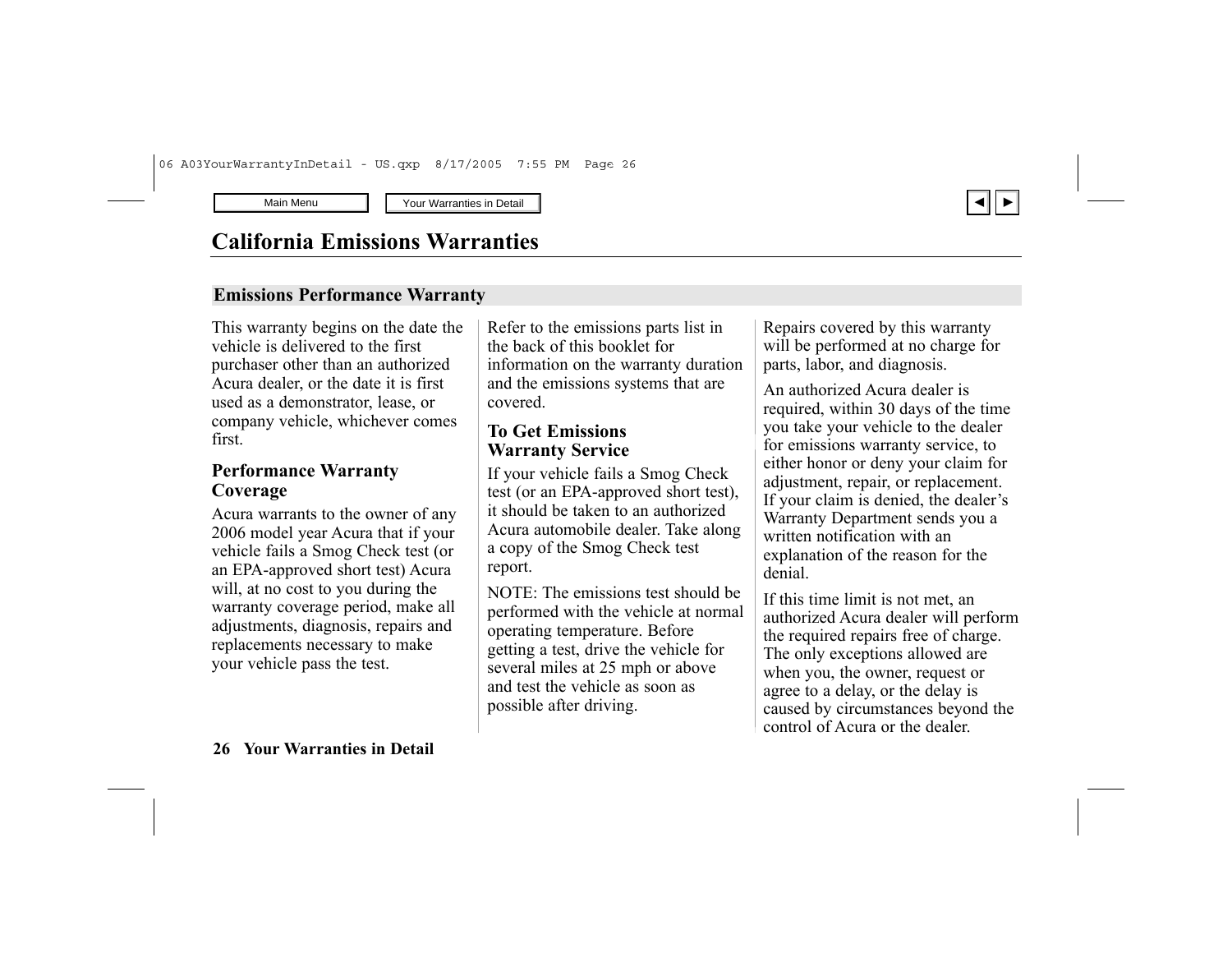# California Emissions Warranties

## Emissions Performance Warranty

This warranty begins on the date the vehicle is delivered to the first purchaser other than an authorized Acura dealer, or the date it is first used as a demonstrator, lease, or company vehicle, whichever comes first.

### Performance Warranty Coverage

Acura warrants to the owner of any 2006 model year Acura that if your vehicle fails a Smog Check test (or an EPA-approved short test) Acura will, at no cost to you during the warranty coverage period, make all adjustments, diagnosis, repairs and replacements necessary to make your vehicle pass the test.

Refer to the emissions parts list in the back of this booklet for information on the warranty duration and the emissions systems that are covered.

### To Get Emissions Warranty Service

If your vehicle fails a Smog Check test (or an EPA-approved short test), it should be taken to an authorized Acura automobile dealer. Take along a copy of the Smog Check test report.

NOTE: The emissions test should be performed with the vehicle at normal operating temperature. Before getting a test, drive the vehicle for several miles at 25 mph or above and test the vehicle as soon as possible after driving.

Repairs covered by this warranty will be performed at no charge for parts, labor, and diagnosis.

An authorized Acura dealer is required, within 30 days of the time you take your vehicle to the dealer for emissions warranty service, to either honor or deny your claim for adjustment, repair, or replacement. If your claim is denied, the dealer's Warranty Department sends you a written notification with an explanation of the reason for the denial.

If this time limit is not met, an authorized Acura dealer will perform the required repairs free of charge. The only exceptions allowed are when you, the owner, request or agree to a delay, or the delay is caused by circumstances beyond the control of Acura or the dealer.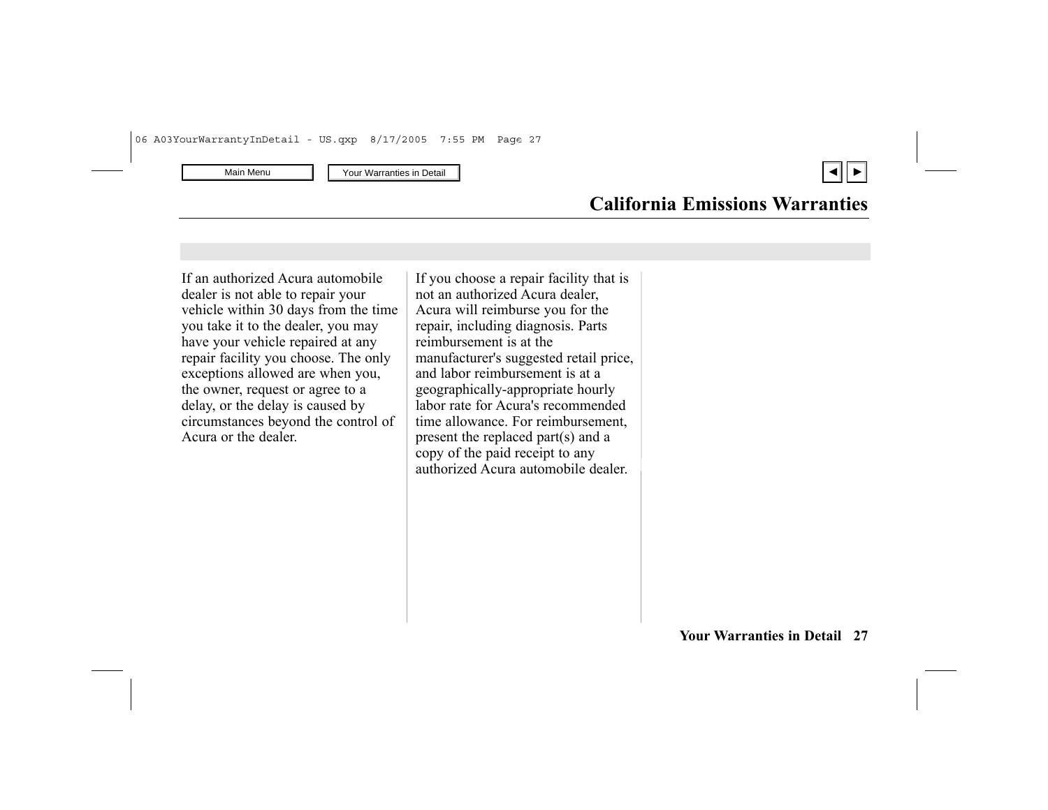## California Emissions Warranties

If an authorized Acura automobile dealer is not able to repair your vehicle within 30 days from the time you take it to the dealer, you may have your vehicle repaired at any repair facility you choose. The only exceptions allowed are when you, the owner, request or agree to a delay, or the delay is caused by circumstances beyond the control of Acura or the dealer.

If you choose a repair facility that is not an authorized Acura dealer, Acura will reimburse you for the repair, including diagnosis. Parts reimbursement is at the manufacturer's suggested retail price, and labor reimbursement is at a geographically-appropriate hourly labor rate for Acura's recommended time allowance. For reimbursement, present the replaced part(s) and a copy of the paid receipt to any authorized Acura automobile dealer.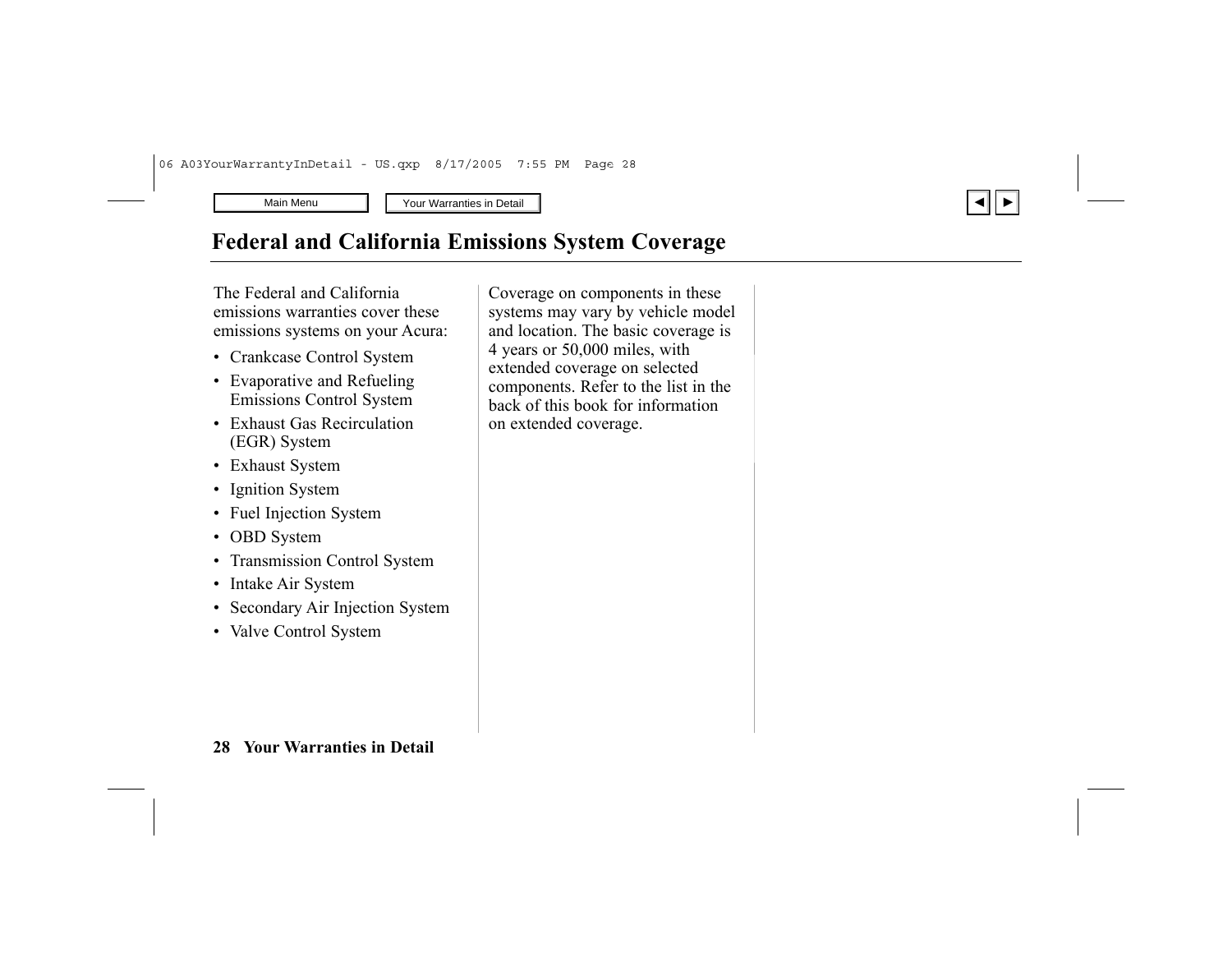# Federal and California Emissions System Coverage

The Federal and California emissions warranties cover these emissions systems on your Acura:

- Crankcase Control System
- Evaporative and Refueling Emissions Control System
- Exhaust Gas Recirculation (EGR) System
- Exhaust System
- Ignition System
- Fuel Injection System
- OBD System
- Transmission Control System
- Intake Air System
- Secondary Air Injection System
- Valve Control System

Coverage on components in these systems may vary by vehicle model and location. The basic coverage is 4 years or 50,000 miles, with extended coverage on selected components. Refer to the list in the back of this book for information on extended coverage.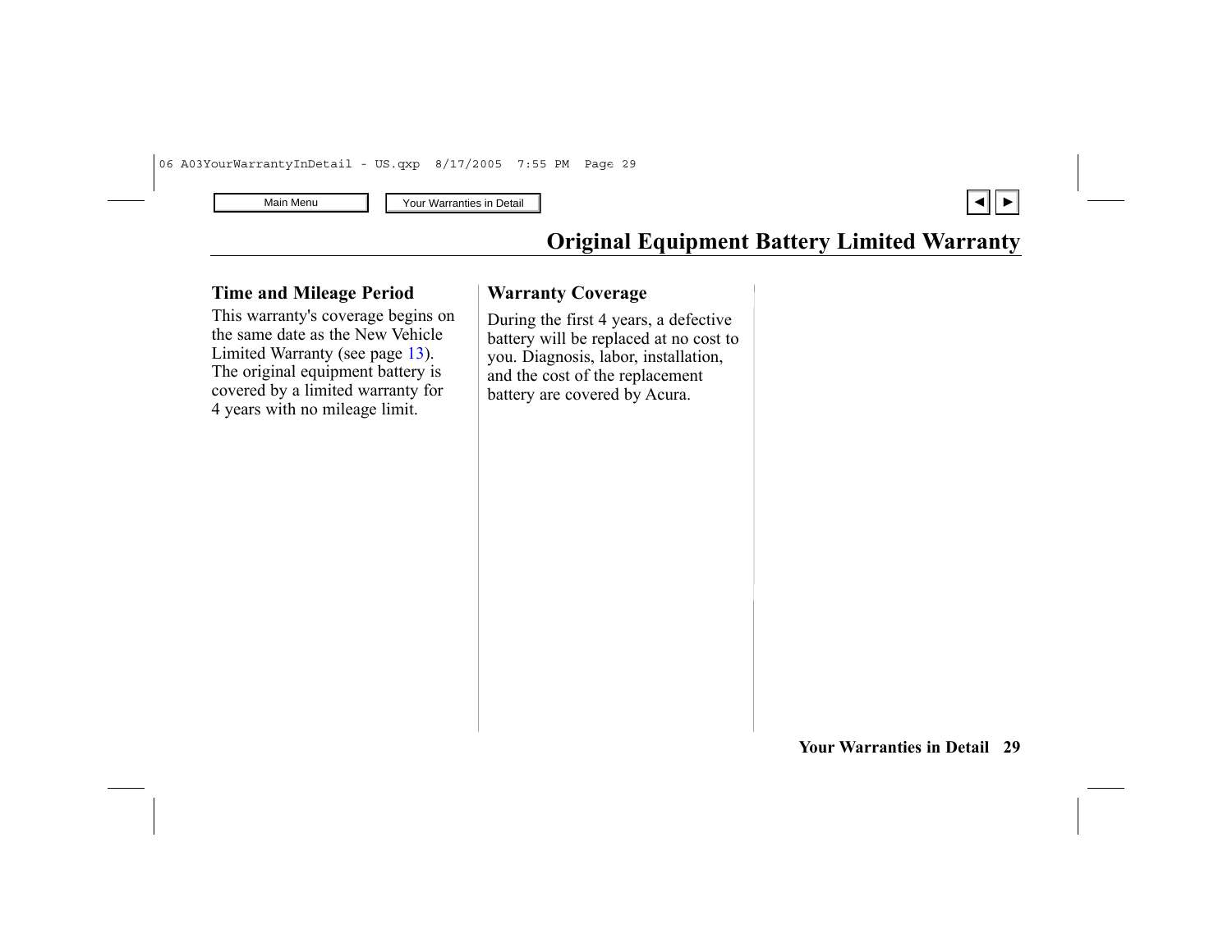# Original Equipment Battery Limited Warranty

## Time and Mileage Period

This warranty's coverage begins on the same date as the New Vehicle Limited Warranty (see page 13). The original equipment battery is covered by a limited warranty for 4 years with no mileage limit.

## Warranty Coverage

During the first 4 years, a defective battery will be replaced at no cost to you. Diagnosis, labor, installation, and the cost of the replacement battery are covered by Acura.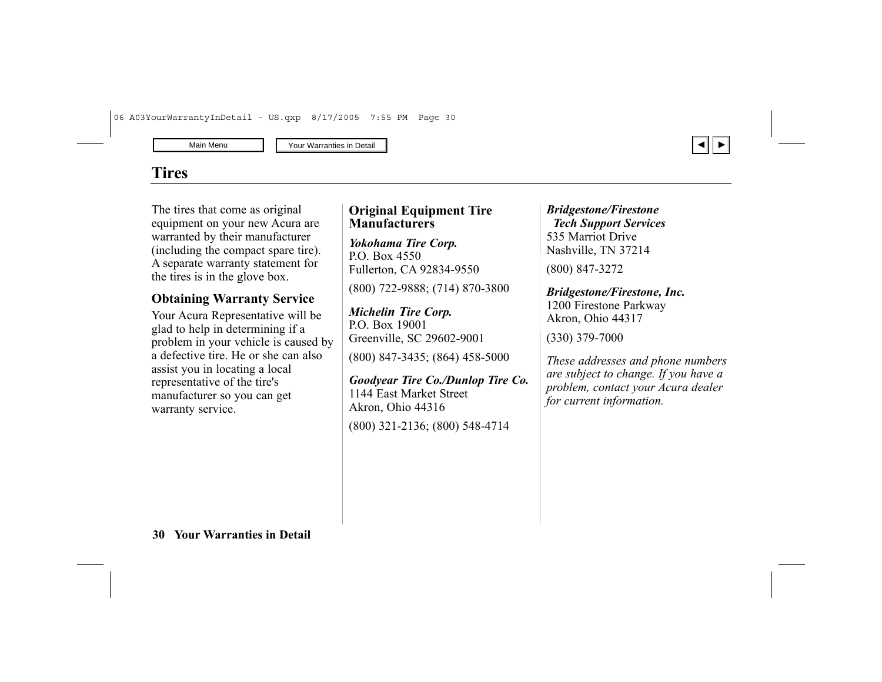# Tires

The tires that come as original equipment on your new Acura are warranted by their manufacturer (including the compact spare tire). A separate warranty statement for the tires is in the glove box.

## Obtaining Warranty Service

Your Acura Representative will be glad to help in determining if a problem in your vehicle is caused by a defective tire. He or she can also assist you in locating a local representative of the tire's manufacturer so you can get warranty service.

## Original Equipment Tire Manufacturers

***Yokohama Tire Corp.***
P.O. Box 4550
Fullerton, CA 92834-9550

(800) 722-9888; (714) 870-3800

***Michelin Tire Corp.***
P.O. Box 19001
Greenville, SC 29602-9001

(800) 847-3435; (864) 458-5000

***Goodyear Tire Co./Dunlop Tire Co.***
1144 East Market Street
Akron, Ohio 44316

(800) 321-2136; (800) 548-4714

***Bridgestone/Firestone Tech Support Services***
535 Marriot Drive
Nashville, TN 37214

(800) 847-3272

***Bridgestone/Firestone, Inc.***
1200 Firestone Parkway
Akron, Ohio 44317

(330) 379-7000

*These addresses and phone numbers are subject to change. If you have a problem, contact your Acura dealer for current information.*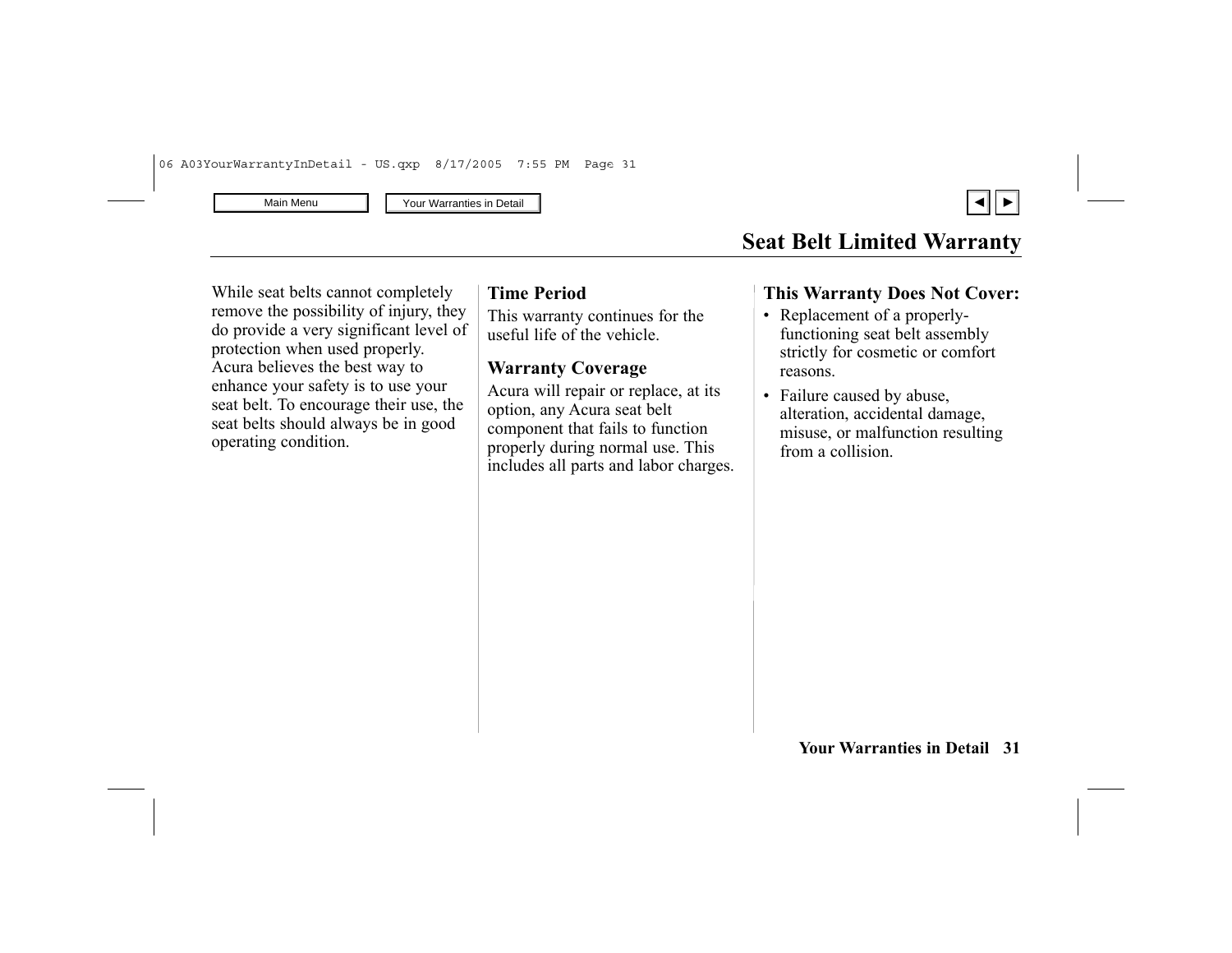# Seat Belt Limited Warranty

While seat belts cannot completely remove the possibility of injury, they do provide a very significant level of protection when used properly. Acura believes the best way to enhance your safety is to use your seat belt. To encourage their use, the seat belts should always be in good operating condition.

## Time Period

This warranty continues for the useful life of the vehicle.

## Warranty Coverage

Acura will repair or replace, at its option, any Acura seat belt component that fails to function properly during normal use. This includes all parts and labor charges.

## This Warranty Does Not Cover:

- Replacement of a properly-functioning seat belt assembly strictly for cosmetic or comfort reasons.
- Failure caused by abuse, alteration, accidental damage, misuse, or malfunction resulting from a collision.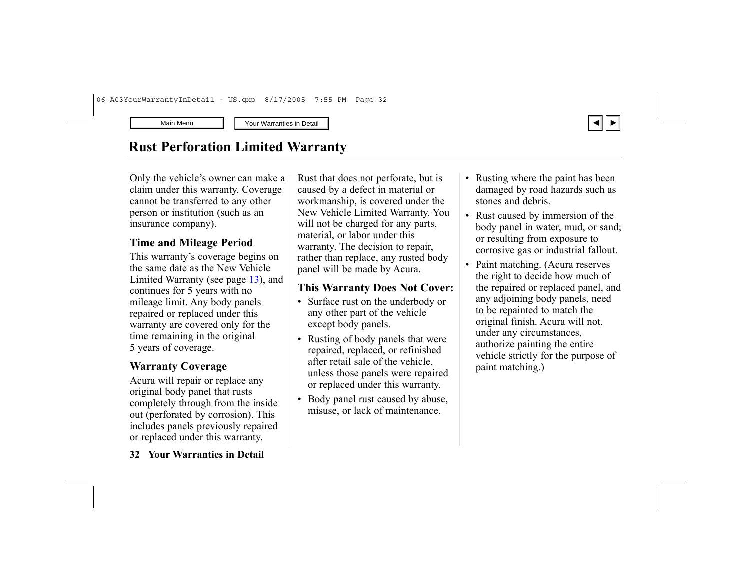# Rust Perforation Limited Warranty

Only the vehicle's owner can make a claim under this warranty. Coverage cannot be transferred to any other person or institution (such as an insurance company).

## Time and Mileage Period

This warranty's coverage begins on the same date as the New Vehicle Limited Warranty (see page 13), and continues for 5 years with no mileage limit. Any body panels repaired or replaced under this warranty are covered only for the time remaining in the original 5 years of coverage.

## Warranty Coverage

Acura will repair or replace any original body panel that rusts completely through from the inside out (perforated by corrosion). This includes panels previously repaired or replaced under this warranty.

Rust that does not perforate, but is caused by a defect in material or workmanship, is covered under the New Vehicle Limited Warranty. You will not be charged for any parts, material, or labor under this warranty. The decision to repair, rather than replace, any rusted body panel will be made by Acura.

## This Warranty Does Not Cover:

- Surface rust on the underbody or any other part of the vehicle except body panels.
- Rusting of body panels that were repaired, replaced, or refinished after retail sale of the vehicle, unless those panels were repaired or replaced under this warranty.
- Body panel rust caused by abuse, misuse, or lack of maintenance.
- Rusting where the paint has been damaged by road hazards such as stones and debris.
- Rust caused by immersion of the body panel in water, mud, or sand; or resulting from exposure to corrosive gas or industrial fallout.
- Paint matching. (Acura reserves the right to decide how much of the repaired or replaced panel, and any adjoining body panels, need to be repainted to match the original finish. Acura will not, under any circumstances, authorize painting the entire vehicle strictly for the purpose of paint matching.)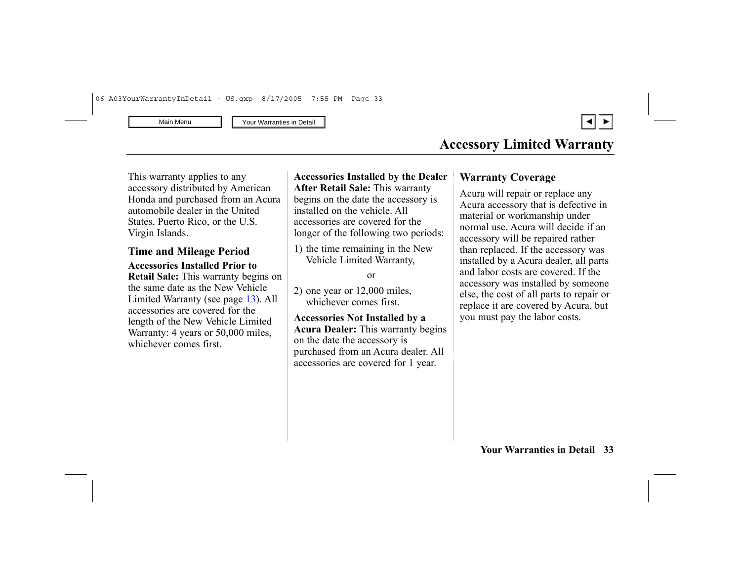# Accessory Limited Warranty

This warranty applies to any accessory distributed by American Honda and purchased from an Acura automobile dealer in the United States, Puerto Rico, or the U.S. Virgin Islands.

## Time and Mileage Period

**Accessories Installed Prior to Retail Sale:** This warranty begins on the same date as the New Vehicle Limited Warranty (see page 13). All accessories are covered for the length of the New Vehicle Limited Warranty: 4 years or 50,000 miles, whichever comes first.

**Accessories Installed by the Dealer After Retail Sale:** This warranty begins on the date the accessory is installed on the vehicle. All accessories are covered for the longer of the following two periods:

1) the time remaining in the New Vehicle Limited Warranty,

or

2) one year or 12,000 miles, whichever comes first.

**Accessories Not Installed by a Acura Dealer:** This warranty begins on the date the accessory is purchased from an Acura dealer. All accessories are covered for 1 year.

## Warranty Coverage

Acura will repair or replace any Acura accessory that is defective in material or workmanship under normal use. Acura will decide if an accessory will be repaired rather than replaced. If the accessory was installed by a Acura dealer, all parts and labor costs are covered. If the accessory was installed by someone else, the cost of all parts to repair or replace it are covered by Acura, but you must pay the labor costs.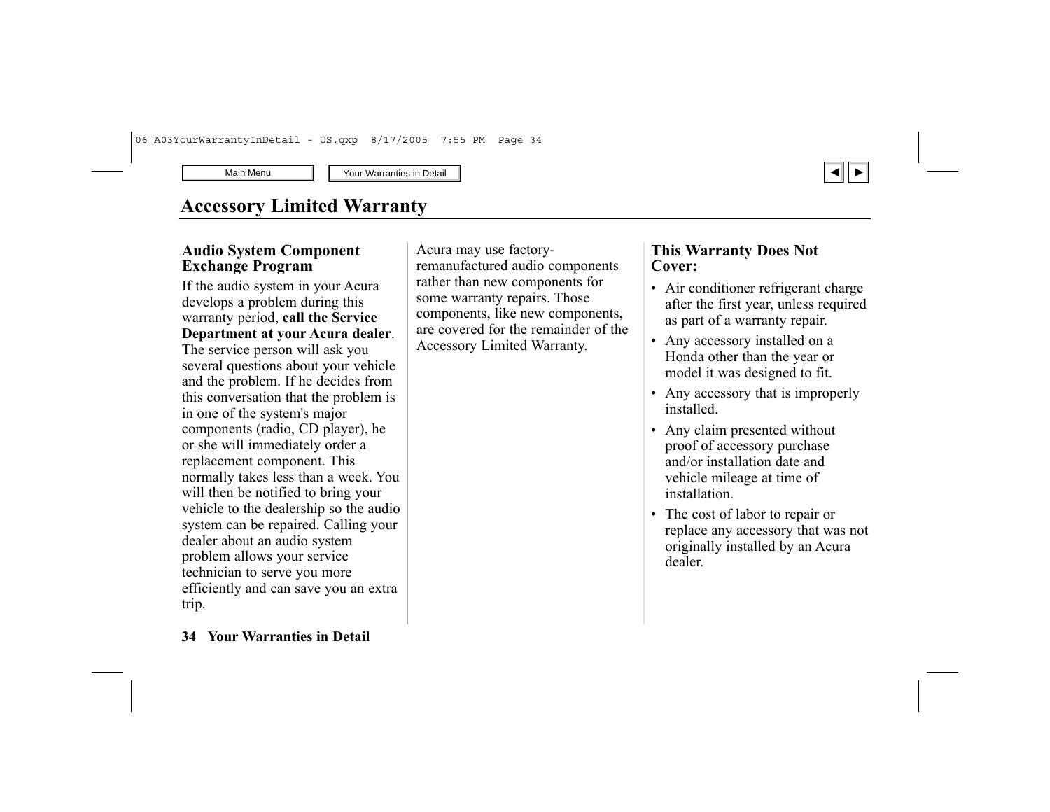# Accessory Limited Warranty

### Audio System Component Exchange Program

If the audio system in your Acura develops a problem during this warranty period, **call the Service Department at your Acura dealer**. The service person will ask you several questions about your vehicle and the problem. If he decides from this conversation that the problem is in one of the system's major components (radio, CD player), he or she will immediately order a replacement component. This normally takes less than a week. You will then be notified to bring your vehicle to the dealership so the audio system can be repaired. Calling your dealer about an audio system problem allows your service technician to serve you more efficiently and can save you an extra trip.

Acura may use factory-remanufactured audio components rather than new components for some warranty repairs. Those components, like new components, are covered for the remainder of the Accessory Limited Warranty.

### This Warranty Does Not Cover:

- Air conditioner refrigerant charge after the first year, unless required as part of a warranty repair.
- Any accessory installed on a Honda other than the year or model it was designed to fit.
- Any accessory that is improperly installed.
- Any claim presented without proof of accessory purchase and/or installation date and vehicle mileage at time of installation.
- The cost of labor to repair or replace any accessory that was not originally installed by an Acura dealer.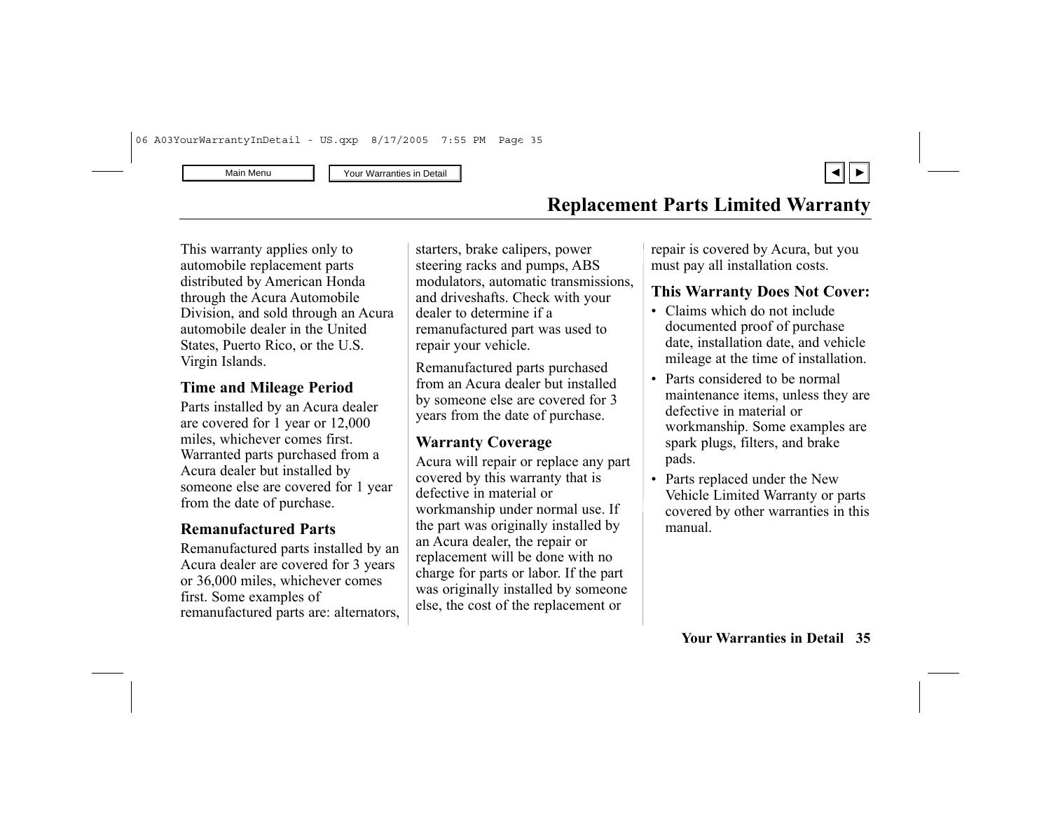# Replacement Parts Limited Warranty

This warranty applies only to automobile replacement parts distributed by American Honda through the Acura Automobile Division, and sold through an Acura automobile dealer in the United States, Puerto Rico, or the U.S. Virgin Islands.

### Time and Mileage Period

Parts installed by an Acura dealer are covered for 1 year or 12,000 miles, whichever comes first. Warranted parts purchased from a Acura dealer but installed by someone else are covered for 1 year from the date of purchase.

### Remanufactured Parts

Remanufactured parts installed by an Acura dealer are covered for 3 years or 36,000 miles, whichever comes first. Some examples of remanufactured parts are: alternators, starters, brake calipers, power steering racks and pumps, ABS modulators, automatic transmissions, and driveshafts. Check with your dealer to determine if a remanufactured part was used to repair your vehicle.

Remanufactured parts purchased from an Acura dealer but installed by someone else are covered for 3 years from the date of purchase.

### Warranty Coverage

Acura will repair or replace any part covered by this warranty that is defective in material or workmanship under normal use. If the part was originally installed by an Acura dealer, the repair or replacement will be done with no charge for parts or labor. If the part was originally installed by someone else, the cost of the replacement or repair is covered by Acura, but you must pay all installation costs.

### This Warranty Does Not Cover:

- Claims which do not include documented proof of purchase date, installation date, and vehicle mileage at the time of installation.
- Parts considered to be normal maintenance items, unless they are defective in material or workmanship. Some examples are spark plugs, filters, and brake pads.
- Parts replaced under the New Vehicle Limited Warranty or parts covered by other warranties in this manual.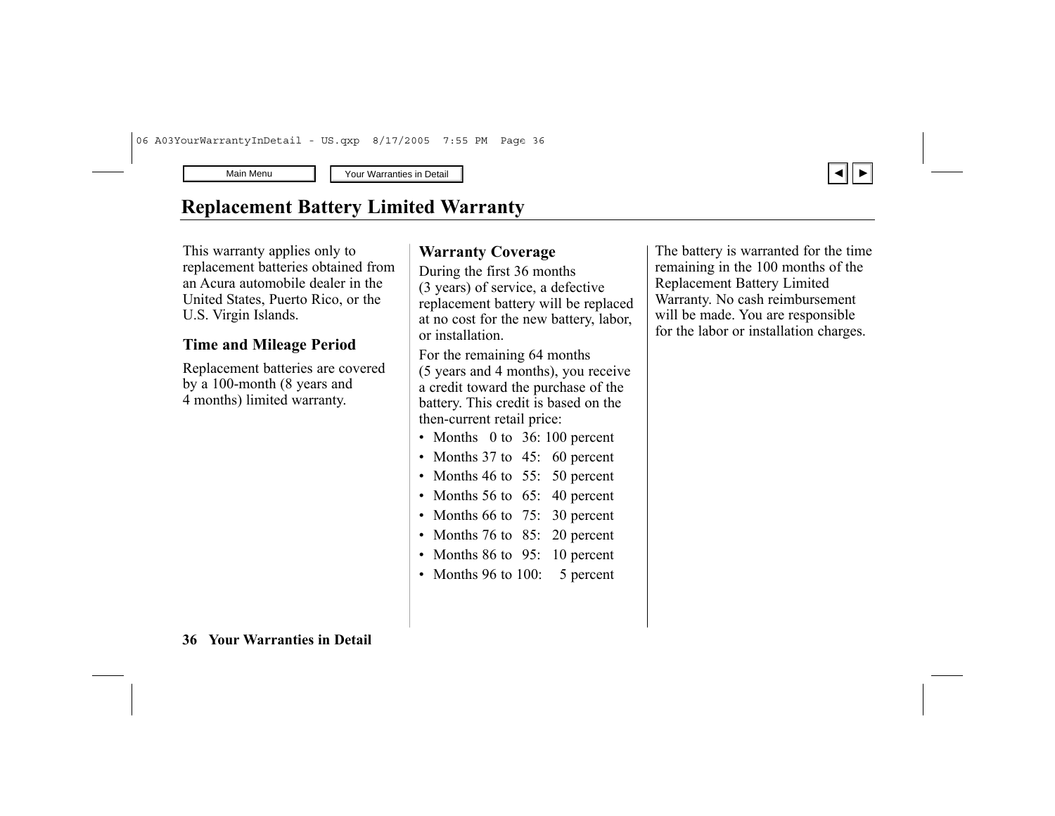# Replacement Battery Limited Warranty

This warranty applies only to replacement batteries obtained from an Acura automobile dealer in the United States, Puerto Rico, or the U.S. Virgin Islands.

## Time and Mileage Period

Replacement batteries are covered by a 100-month (8 years and 4 months) limited warranty.

## Warranty Coverage

During the first 36 months (3 years) of service, a defective replacement battery will be replaced at no cost for the new battery, labor, or installation.

For the remaining 64 months (5 years and 4 months), you receive a credit toward the purchase of the battery. This credit is based on the then-current retail price:

- Months 0 to 36: 100 percent
- Months 37 to 45: 60 percent
- Months 46 to 55: 50 percent
- Months 56 to 65: 40 percent
- Months 66 to 75: 30 percent
- Months 76 to 85: 20 percent
- Months 86 to 95: 10 percent
- Months 96 to 100: 5 percent

The battery is warranted for the time remaining in the 100 months of the Replacement Battery Limited Warranty. No cash reimbursement will be made. You are responsible for the labor or installation charges.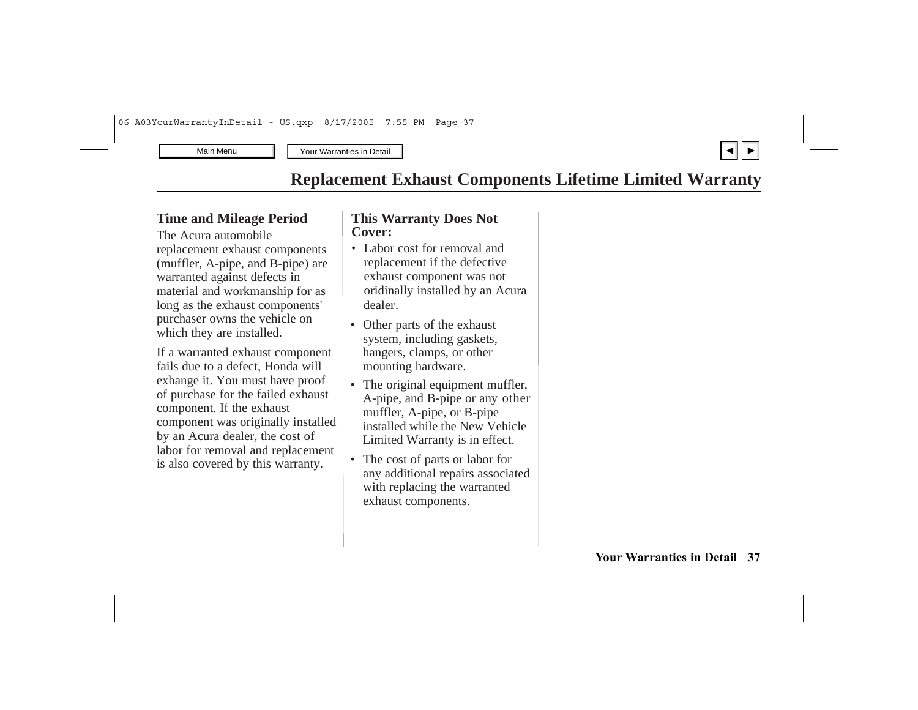# Replacement Exhaust Components Lifetime Limited Warranty

## Time and Mileage Period

The Acura automobile replacement exhaust components (muffler, A-pipe, and B-pipe) are warranted against defects in material and workmanship for as long as the exhaust components' purchaser owns the vehicle on which they are installed.

If a warranted exhaust component fails due to a defect, Honda will exhange it. You must have proof of purchase for the failed exhaust component. If the exhaust component was originally installed by an Acura dealer, the cost of labor for removal and replacement is also covered by this warranty.

## This Warranty Does Not Cover:

- Labor cost for removal and replacement if the defective exhaust component was not oridinally installed by an Acura dealer.
- Other parts of the exhaust system, including gaskets, hangers, clamps, or other mounting hardware.
- The original equipment muffler, A-pipe, and B-pipe or any other muffler, A-pipe, or B-pipe installed while the New Vehicle Limited Warranty is in effect.
- The cost of parts or labor for any additional repairs associated with replacing the warranted exhaust components.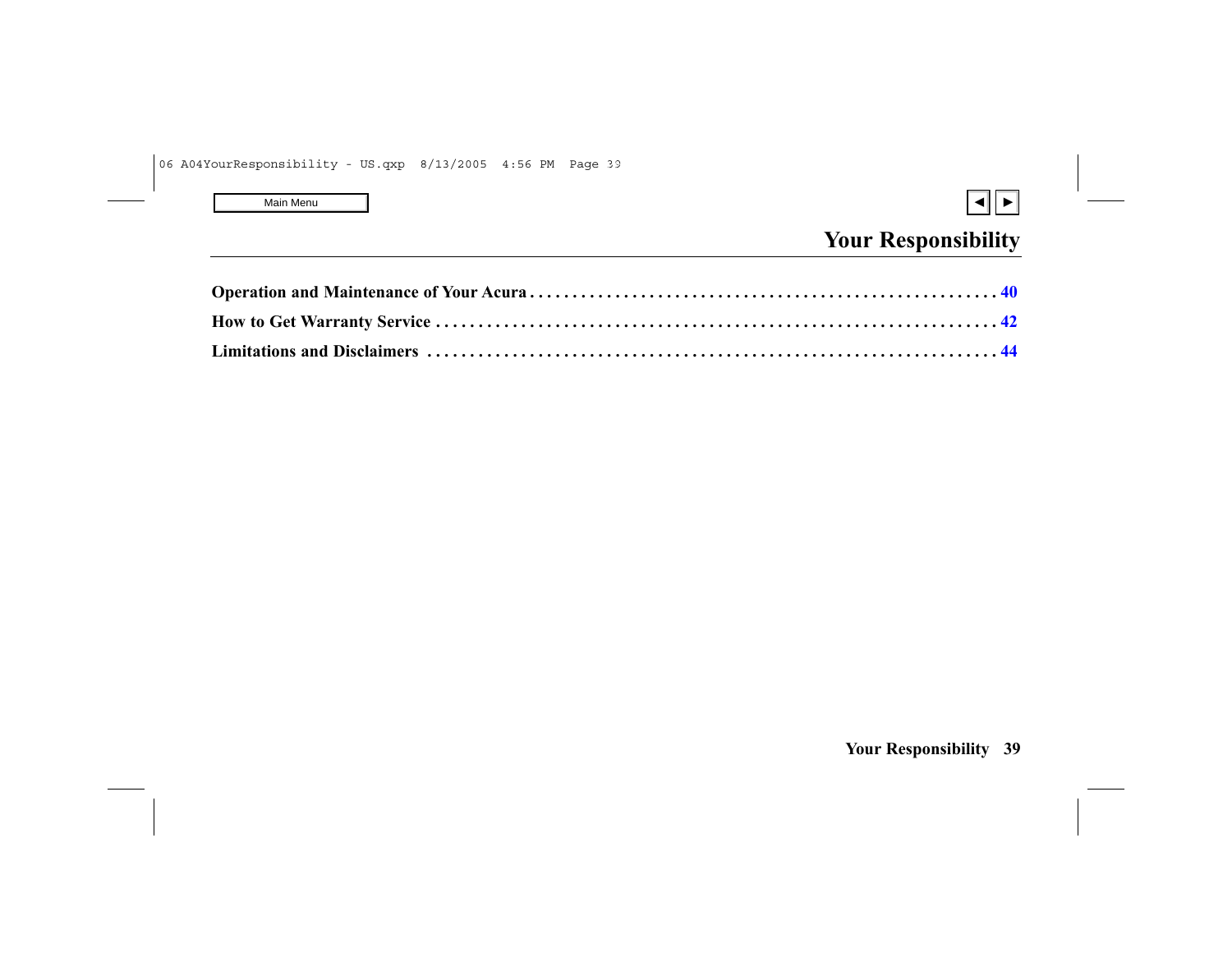# Your Responsibility

**Operation and Maintenance of Your Acura** . . . . . . . . . . . . . . . . . . . . . . . . . . . . . . . . . . . . . . . . . . . . . . . . . . . . . 40

**How to Get Warranty Service** . . . . . . . . . . . . . . . . . . . . . . . . . . . . . . . . . . . . . . . . . . . . . . . . . . . . . . . . . . . . . . . . 42

**Limitations and Disclaimers** . . . . . . . . . . . . . . . . . . . . . . . . . . . . . . . . . . . . . . . . . . . . . . . . . . . . . . . . . . . . . . . . . 44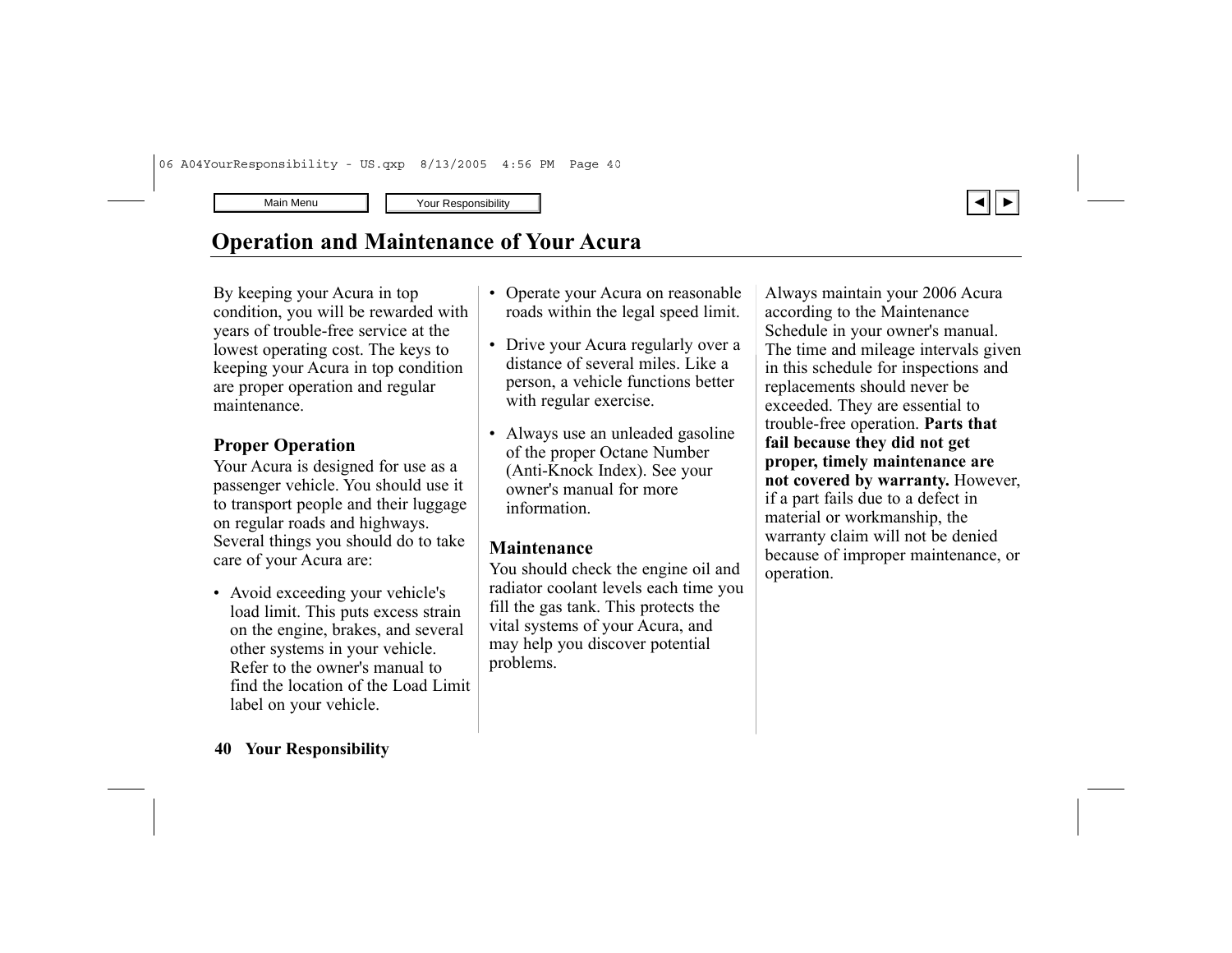# Operation and Maintenance of Your Acura

By keeping your Acura in top condition, you will be rewarded with years of trouble-free service at the lowest operating cost. The keys to keeping your Acura in top condition are proper operation and regular maintenance.

## Proper Operation

Your Acura is designed for use as a passenger vehicle. You should use it to transport people and their luggage on regular roads and highways. Several things you should do to take care of your Acura are:

- Avoid exceeding your vehicle's load limit. This puts excess strain on the engine, brakes, and several other systems in your vehicle. Refer to the owner's manual to find the location of the Load Limit label on your vehicle.
- Operate your Acura on reasonable roads within the legal speed limit.
- Drive your Acura regularly over a distance of several miles. Like a person, a vehicle functions better with regular exercise.
- Always use an unleaded gasoline of the proper Octane Number (Anti-Knock Index). See your owner's manual for more information.

## Maintenance

You should check the engine oil and radiator coolant levels each time you fill the gas tank. This protects the vital systems of your Acura, and may help you discover potential problems.

Always maintain your 2006 Acura according to the Maintenance Schedule in your owner's manual. The time and mileage intervals given in this schedule for inspections and replacements should never be exceeded. They are essential to trouble-free operation. **Parts that fail because they did not get proper, timely maintenance are not covered by warranty.** However, if a part fails due to a defect in material or workmanship, the warranty claim will not be denied because of improper maintenance, or operation.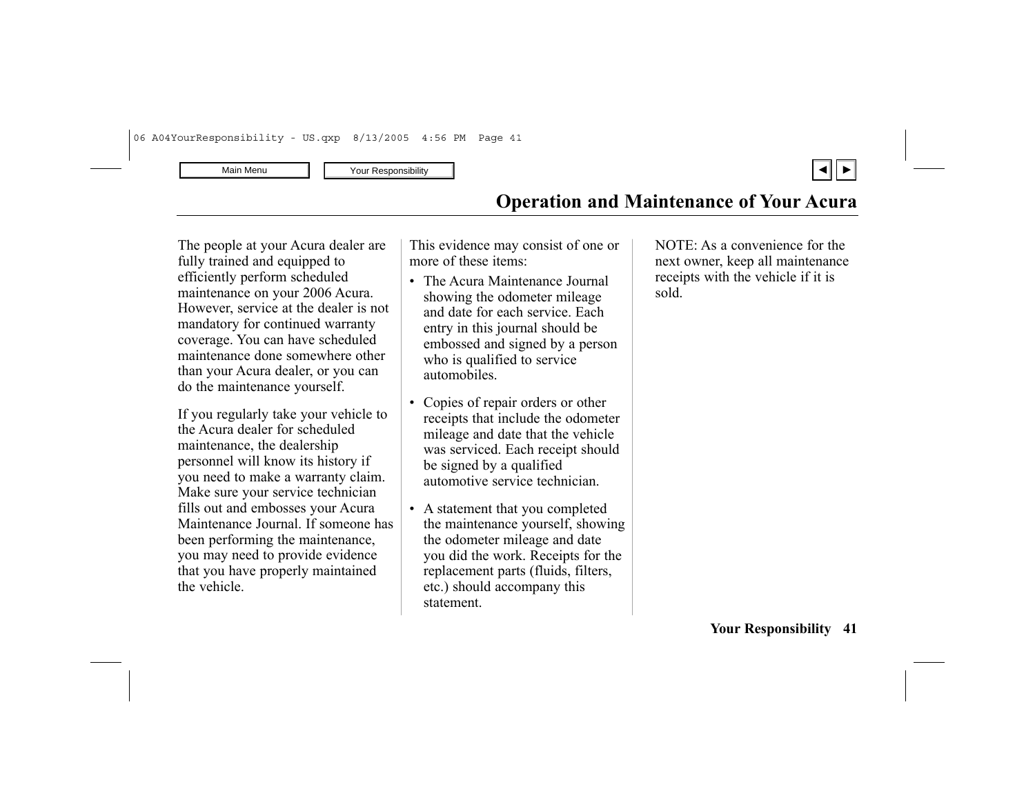## Operation and Maintenance of Your Acura

The people at your Acura dealer are fully trained and equipped to efficiently perform scheduled maintenance on your 2006 Acura. However, service at the dealer is not mandatory for continued warranty coverage. You can have scheduled maintenance done somewhere other than your Acura dealer, or you can do the maintenance yourself.

If you regularly take your vehicle to the Acura dealer for scheduled maintenance, the dealership personnel will know its history if you need to make a warranty claim. Make sure your service technician fills out and embosses your Acura Maintenance Journal. If someone has been performing the maintenance, you may need to provide evidence that you have properly maintained the vehicle.

This evidence may consist of one or more of these items:

- The Acura Maintenance Journal showing the odometer mileage and date for each service. Each entry in this journal should be embossed and signed by a person who is qualified to service automobiles.
- Copies of repair orders or other receipts that include the odometer mileage and date that the vehicle was serviced. Each receipt should be signed by a qualified automotive service technician.
- A statement that you completed the maintenance yourself, showing the odometer mileage and date you did the work. Receipts for the replacement parts (fluids, filters, etc.) should accompany this statement.

NOTE: As a convenience for the next owner, keep all maintenance receipts with the vehicle if it is sold.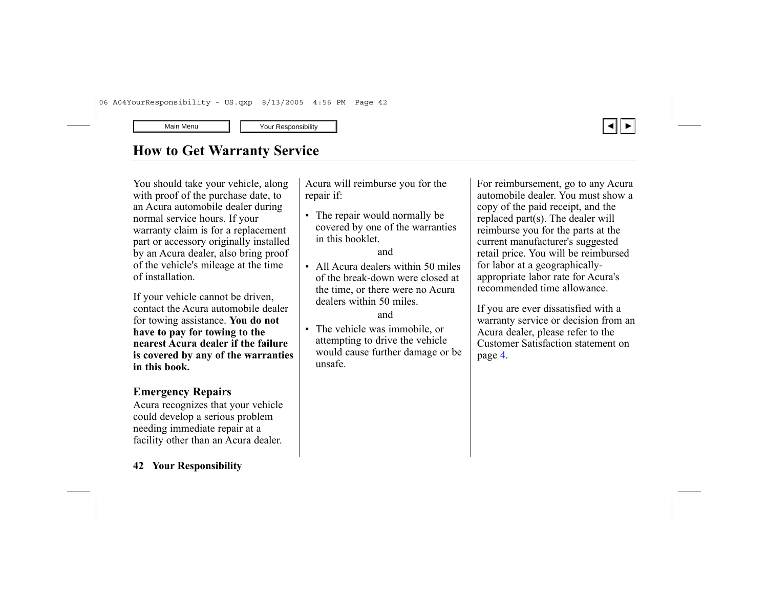# How to Get Warranty Service

You should take your vehicle, along with proof of the purchase date, to an Acura automobile dealer during normal service hours. If your warranty claim is for a replacement part or accessory originally installed by an Acura dealer, also bring proof of the vehicle's mileage at the time of installation.

If your vehicle cannot be driven, contact the Acura automobile dealer for towing assistance. **You do not have to pay for towing to the nearest Acura dealer if the failure is covered by any of the warranties in this book.**

## Emergency Repairs

Acura recognizes that your vehicle could develop a serious problem needing immediate repair at a facility other than an Acura dealer.

Acura will reimburse you for the repair if:

- The repair would normally be covered by one of the warranties in this booklet.

  and

- All Acura dealers within 50 miles of the break-down were closed at the time, or there were no Acura dealers within 50 miles.

  and

- The vehicle was immobile, or attempting to drive the vehicle would cause further damage or be unsafe.

For reimbursement, go to any Acura automobile dealer. You must show a copy of the paid receipt, and the replaced part(s). The dealer will reimburse you for the parts at the current manufacturer's suggested retail price. You will be reimbursed for labor at a geographically-appropriate labor rate for Acura's recommended time allowance.

If you are ever dissatisfied with a warranty service or decision from an Acura dealer, please refer to the Customer Satisfaction statement on page 4.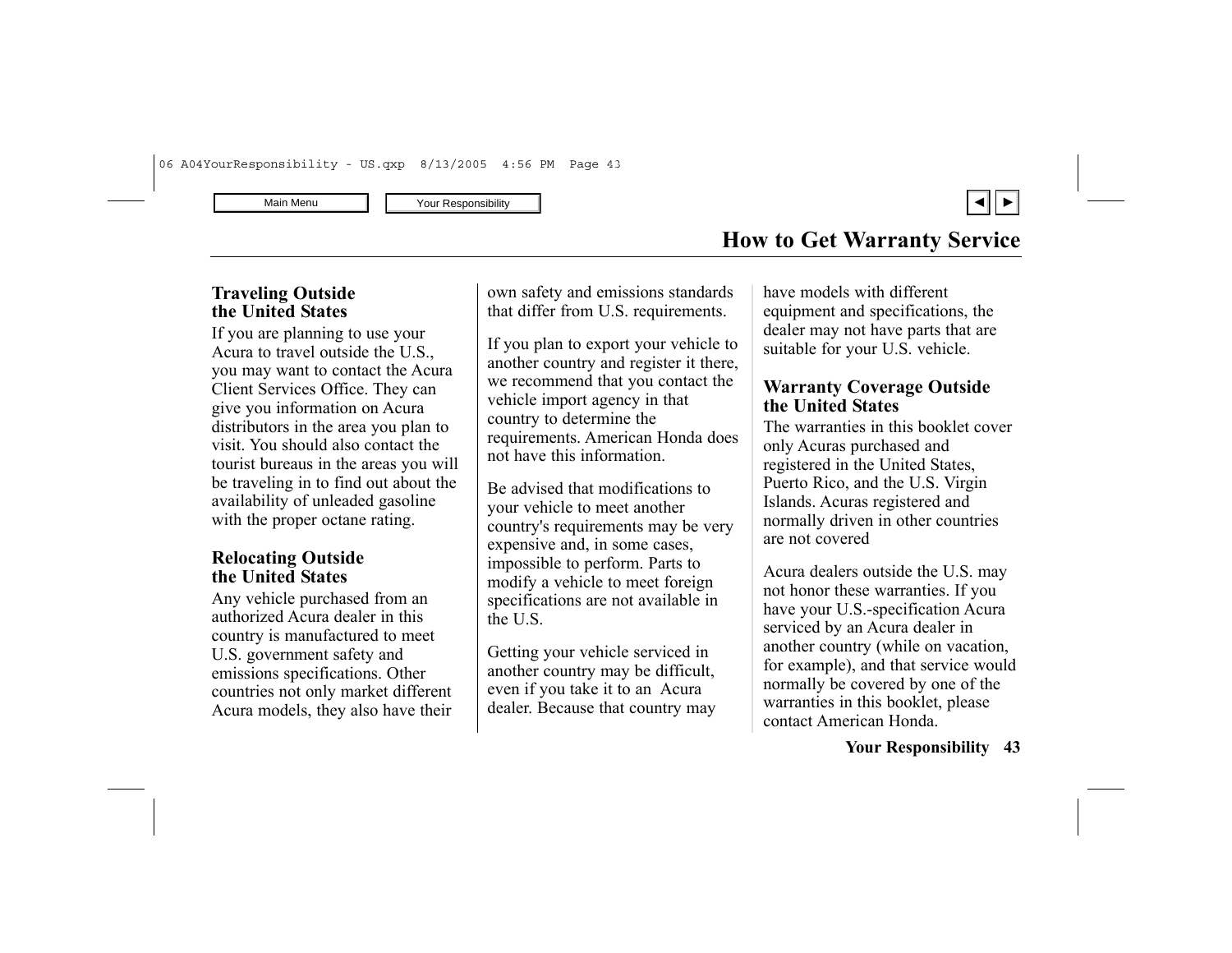## How to Get Warranty Service

### Traveling Outside the United States

If you are planning to use your Acura to travel outside the U.S., you may want to contact the Acura Client Services Office. They can give you information on Acura distributors in the area you plan to visit. You should also contact the tourist bureaus in the areas you will be traveling in to find out about the availability of unleaded gasoline with the proper octane rating.

### Relocating Outside the United States

Any vehicle purchased from an authorized Acura dealer in this country is manufactured to meet U.S. government safety and emissions specifications. Other countries not only market different Acura models, they also have their own safety and emissions standards that differ from U.S. requirements.

If you plan to export your vehicle to another country and register it there, we recommend that you contact the vehicle import agency in that country to determine the requirements. American Honda does not have this information.

Be advised that modifications to your vehicle to meet another country's requirements may be very expensive and, in some cases, impossible to perform. Parts to modify a vehicle to meet foreign specifications are not available in the U.S.

Getting your vehicle serviced in another country may be difficult, even if you take it to an Acura dealer. Because that country may have models with different equipment and specifications, the dealer may not have parts that are suitable for your U.S. vehicle.

### Warranty Coverage Outside the United States

The warranties in this booklet cover only Acuras purchased and registered in the United States, Puerto Rico, and the U.S. Virgin Islands. Acuras registered and normally driven in other countries are not covered

Acura dealers outside the U.S. may not honor these warranties. If you have your U.S.-specification Acura serviced by an Acura dealer in another country (while on vacation, for example), and that service would normally be covered by one of the warranties in this booklet, please contact American Honda.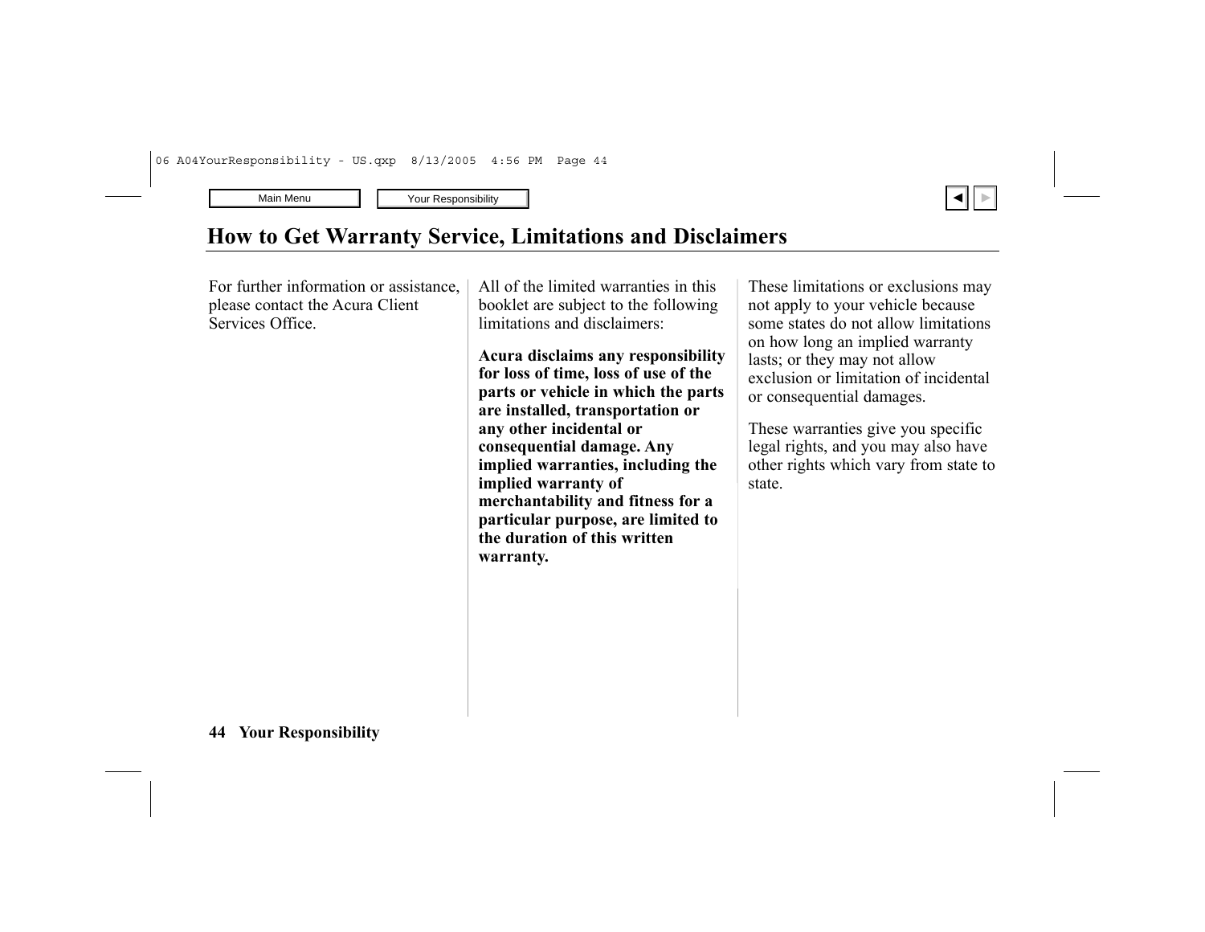## How to Get Warranty Service, Limitations and Disclaimers

For further information or assistance, please contact the Acura Client Services Office.

All of the limited warranties in this booklet are subject to the following limitations and disclaimers:

**Acura disclaims any responsibility for loss of time, loss of use of the parts or vehicle in which the parts are installed, transportation or any other incidental or consequential damage. Any implied warranties, including the implied warranty of merchantability and fitness for a particular purpose, are limited to the duration of this written warranty.**

These limitations or exclusions may not apply to your vehicle because some states do not allow limitations on how long an implied warranty lasts; or they may not allow exclusion or limitation of incidental or consequential damages.

These warranties give you specific legal rights, and you may also have other rights which vary from state to state.